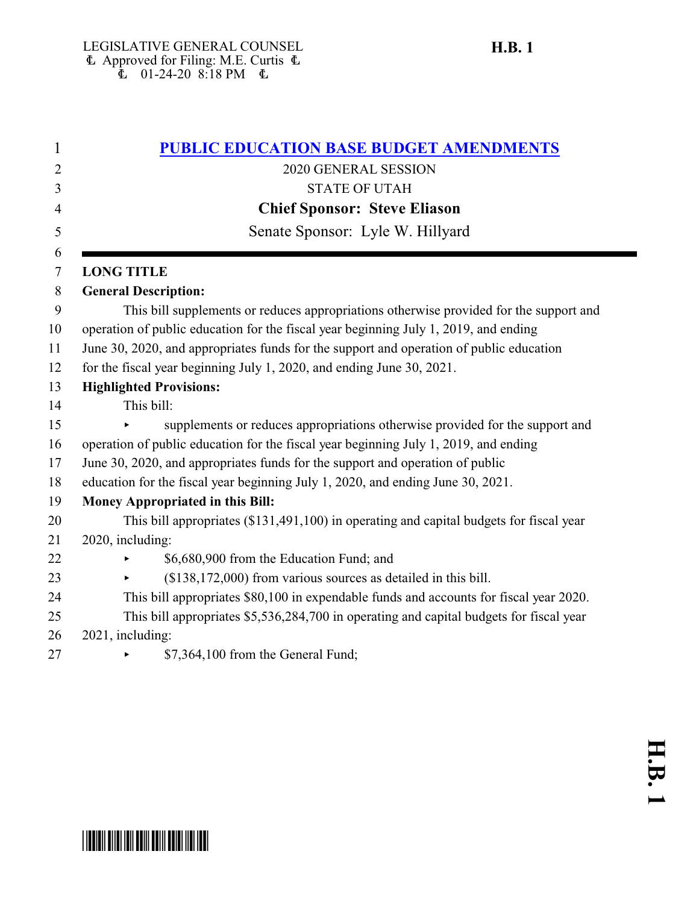LEGISLATIVE GENERAL COUNSEL
Approved for Filing: M.E. Curtis
01-24-20 8:18 PM

**H.B. 1**

# PUBLIC EDUCATION BASE BUDGET AMENDMENTS

2020 GENERAL SESSION

STATE OF UTAH

**Chief Sponsor: Steve Eliason**

Senate Sponsor: Lyle W. Hillyard

---

**LONG TITLE**

**General Description:**

This bill supplements or reduces appropriations otherwise provided for the support and operation of public education for the fiscal year beginning July 1, 2019, and ending June 30, 2020, and appropriates funds for the support and operation of public education for the fiscal year beginning July 1, 2020, and ending June 30, 2021.

**Highlighted Provisions:**

This bill:

- supplements or reduces appropriations otherwise provided for the support and operation of public education for the fiscal year beginning July 1, 2019, and ending June 30, 2020, and appropriates funds for the support and operation of public education for the fiscal year beginning July 1, 2020, and ending June 30, 2021.

**Money Appropriated in this Bill:**

This bill appropriates ($131,491,100) in operating and capital budgets for fiscal year 2020, including:

- $6,680,900 from the Education Fund; and
- ($138,172,000) from various sources as detailed in this bill.

This bill appropriates $80,100 in expendable funds and accounts for fiscal year 2020.

This bill appropriates $5,536,284,700 in operating and capital budgets for fiscal year 2021, including:

- $7,364,100 from the General Fund;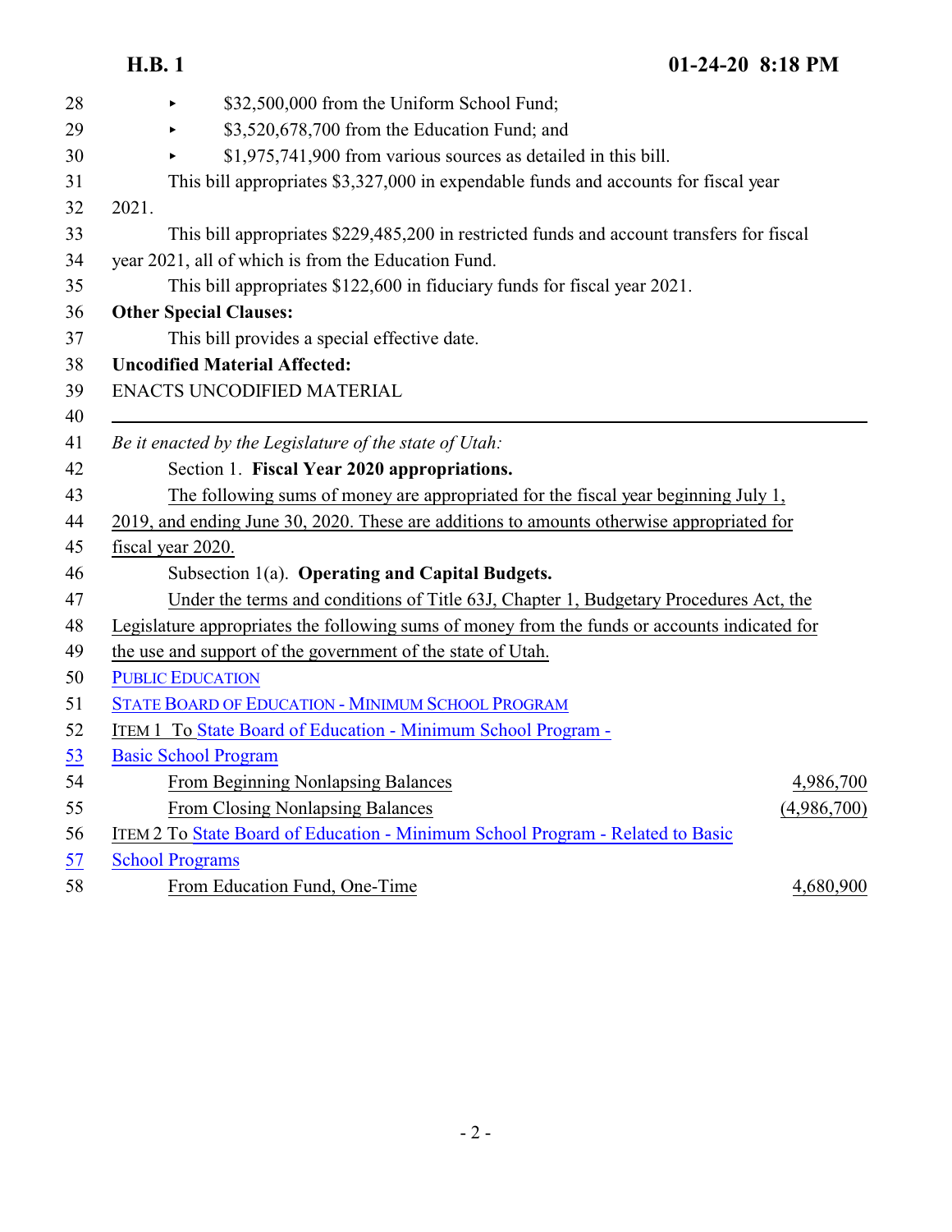- $32,500,000 from the Uniform School Fund;
- $3,520,678,700 from the Education Fund; and
- $1,975,741,900 from various sources as detailed in this bill.

This bill appropriates $3,327,000 in expendable funds and accounts for fiscal year 2021.

This bill appropriates $229,485,200 in restricted funds and account transfers for fiscal year 2021, all of which is from the Education Fund.

This bill appropriates $122,600 in fiduciary funds for fiscal year 2021.

**Other Special Clauses:**

This bill provides a special effective date.

**Uncodified Material Affected:**

ENACTS UNCODIFIED MATERIAL

---

*Be it enacted by the Legislature of the state of Utah:*

Section 1. **Fiscal Year 2020 appropriations.**

The following sums of money are appropriated for the fiscal year beginning July 1, 2019, and ending June 30, 2020. These are additions to amounts otherwise appropriated for fiscal year 2020.

Subsection 1(a). **Operating and Capital Budgets.**

Under the terms and conditions of Title 63J, Chapter 1, Budgetary Procedures Act, the Legislature appropriates the following sums of money from the funds or accounts indicated for the use and support of the government of the state of Utah.

PUBLIC EDUCATION

STATE BOARD OF EDUCATION - MINIMUM SCHOOL PROGRAM

ITEM 1 To State Board of Education - Minimum School Program - Basic School Program

| | |
|---|---|
| From Beginning Nonlapsing Balances | 4,986,700 |
| From Closing Nonlapsing Balances | (4,986,700) |

ITEM 2 To State Board of Education - Minimum School Program - Related to Basic School Programs

| | |
|---|---|
| From Education Fund, One-Time | 4,680,900 |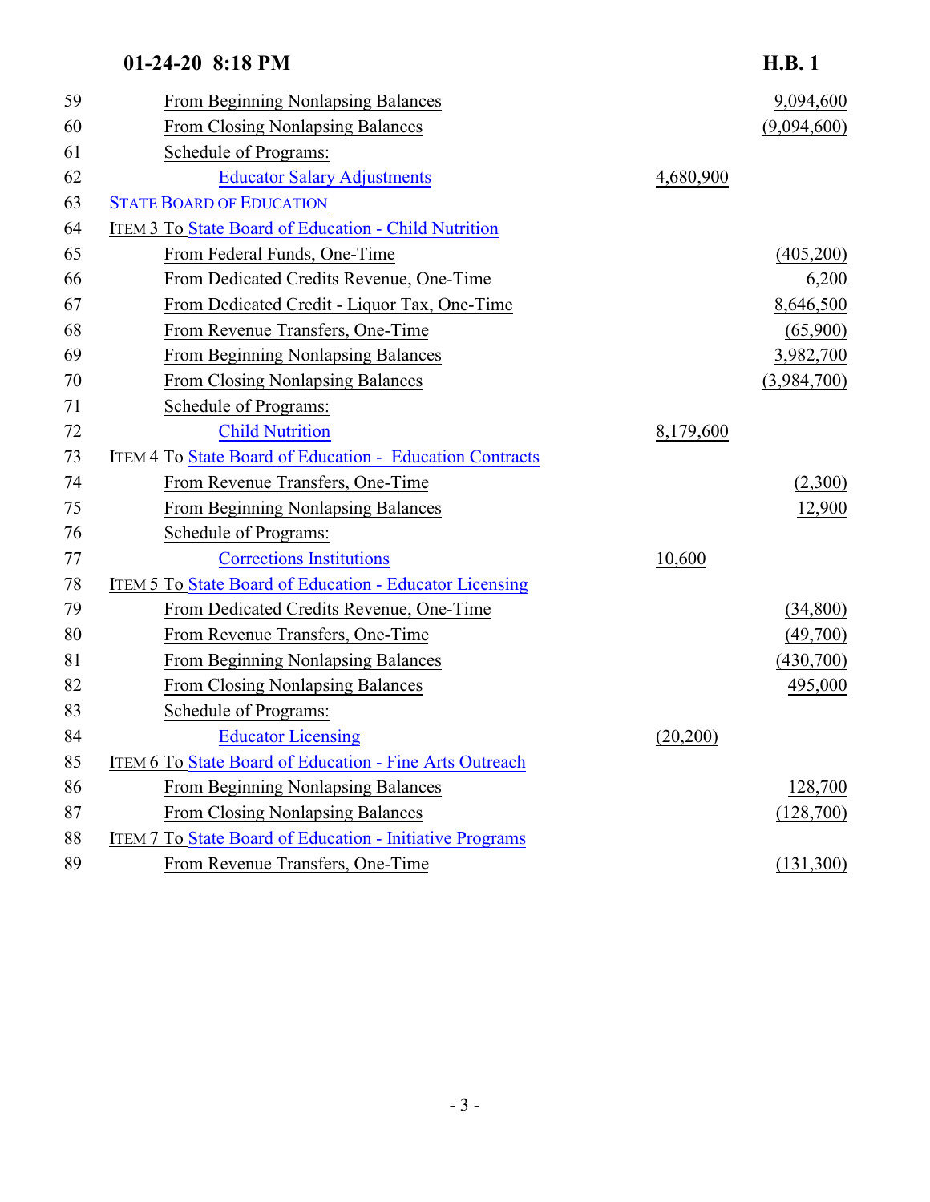| Line | Item | Schedule of Programs | Amount |
|---|---|---|---|
| 59 | From Beginning Nonlapsing Balances | | 9,094,600 |
| 60 | From Closing Nonlapsing Balances | | (9,094,600) |
| 61 | Schedule of Programs: | | |
| 62 | Educator Salary Adjustments | 4,680,900 | |
| 63 | STATE BOARD OF EDUCATION | | |
| 64 | ITEM 3 To State Board of Education - Child Nutrition | | |
| 65 | From Federal Funds, One-Time | | (405,200) |
| 66 | From Dedicated Credits Revenue, One-Time | | 6,200 |
| 67 | From Dedicated Credit - Liquor Tax, One-Time | | 8,646,500 |
| 68 | From Revenue Transfers, One-Time | | (65,900) |
| 69 | From Beginning Nonlapsing Balances | | 3,982,700 |
| 70 | From Closing Nonlapsing Balances | | (3,984,700) |
| 71 | Schedule of Programs: | | |
| 72 | Child Nutrition | 8,179,600 | |
| 73 | ITEM 4 To State Board of Education - Education Contracts | | |
| 74 | From Revenue Transfers, One-Time | | (2,300) |
| 75 | From Beginning Nonlapsing Balances | | 12,900 |
| 76 | Schedule of Programs: | | |
| 77 | Corrections Institutions | 10,600 | |
| 78 | ITEM 5 To State Board of Education - Educator Licensing | | |
| 79 | From Dedicated Credits Revenue, One-Time | | (34,800) |
| 80 | From Revenue Transfers, One-Time | | (49,700) |
| 81 | From Beginning Nonlapsing Balances | | (430,700) |
| 82 | From Closing Nonlapsing Balances | | 495,000 |
| 83 | Schedule of Programs: | | |
| 84 | Educator Licensing | (20,200) | |
| 85 | ITEM 6 To State Board of Education - Fine Arts Outreach | | |
| 86 | From Beginning Nonlapsing Balances | | 128,700 |
| 87 | From Closing Nonlapsing Balances | | (128,700) |
| 88 | ITEM 7 To State Board of Education - Initiative Programs | | |
| 89 | From Revenue Transfers, One-Time | | (131,300) |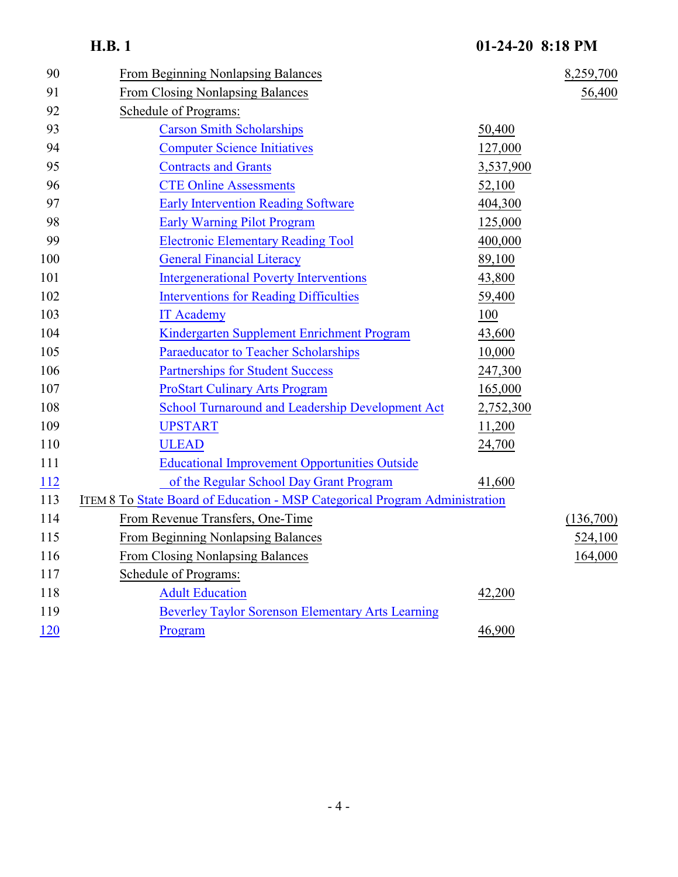| Line | Item | Program Amount | Total |
|---|---|---|---|
| 90 | From Beginning Nonlapsing Balances | | 8,259,700 |
| 91 | From Closing Nonlapsing Balances | | 56,400 |
| 92 | Schedule of Programs: | | |
| 93 | Carson Smith Scholarships | 50,400 | |
| 94 | Computer Science Initiatives | 127,000 | |
| 95 | Contracts and Grants | 3,537,900 | |
| 96 | CTE Online Assessments | 52,100 | |
| 97 | Early Intervention Reading Software | 404,300 | |
| 98 | Early Warning Pilot Program | 125,000 | |
| 99 | Electronic Elementary Reading Tool | 400,000 | |
| 100 | General Financial Literacy | 89,100 | |
| 101 | Intergenerational Poverty Interventions | 43,800 | |
| 102 | Interventions for Reading Difficulties | 59,400 | |
| 103 | IT Academy | 100 | |
| 104 | Kindergarten Supplement Enrichment Program | 43,600 | |
| 105 | Paraeducator to Teacher Scholarships | 10,000 | |
| 106 | Partnerships for Student Success | 247,300 | |
| 107 | ProStart Culinary Arts Program | 165,000 | |
| 108 | School Turnaround and Leadership Development Act | 2,752,300 | |
| 109 | UPSTART | 11,200 | |
| 110 | ULEAD | 24,700 | |
| 111–112 | Educational Improvement Opportunities Outside of the Regular School Day Grant Program | 41,600 | |
| 113 | ITEM 8 To State Board of Education - MSP Categorical Program Administration | | |
| 114 | From Revenue Transfers, One-Time | | (136,700) |
| 115 | From Beginning Nonlapsing Balances | | 524,100 |
| 116 | From Closing Nonlapsing Balances | | 164,000 |
| 117 | Schedule of Programs: | | |
| 118 | Adult Education | 42,200 | |
| 119–120 | Beverley Taylor Sorenson Elementary Arts Learning Program | 46,900 | |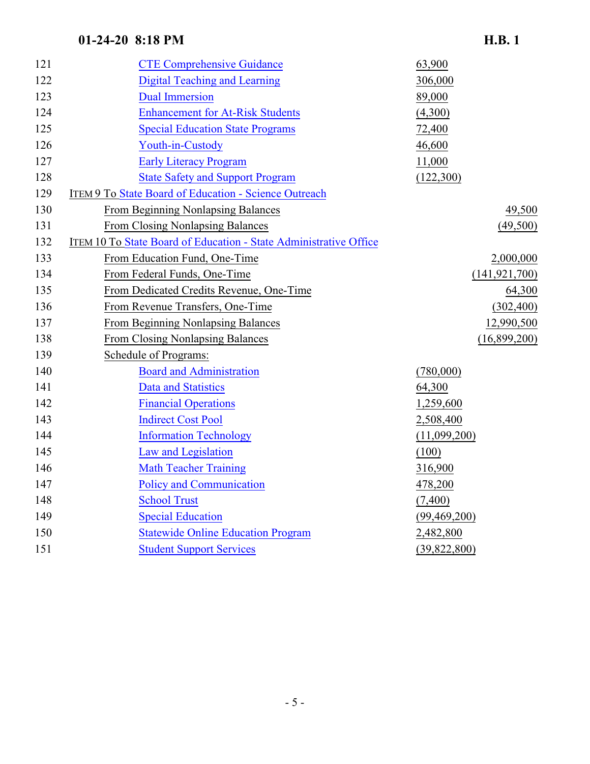| Line | Item | Program Amount | Item Amount |
|---|---|---|---|
| 121 | CTE Comprehensive Guidance | 63,900 | |
| 122 | Digital Teaching and Learning | 306,000 | |
| 123 | Dual Immersion | 89,000 | |
| 124 | Enhancement for At-Risk Students | (4,300) | |
| 125 | Special Education State Programs | 72,400 | |
| 126 | Youth-in-Custody | 46,600 | |
| 127 | Early Literacy Program | 11,000 | |
| 128 | State Safety and Support Program | (122,300) | |
| 129 | ITEM 9 To State Board of Education - Science Outreach | | |
| 130 | From Beginning Nonlapsing Balances | | 49,500 |
| 131 | From Closing Nonlapsing Balances | | (49,500) |
| 132 | ITEM 10 To State Board of Education - State Administrative Office | | |
| 133 | From Education Fund, One-Time | | 2,000,000 |
| 134 | From Federal Funds, One-Time | | (141,921,700) |
| 135 | From Dedicated Credits Revenue, One-Time | | 64,300 |
| 136 | From Revenue Transfers, One-Time | | (302,400) |
| 137 | From Beginning Nonlapsing Balances | | 12,990,500 |
| 138 | From Closing Nonlapsing Balances | | (16,899,200) |
| 139 | Schedule of Programs: | | |
| 140 | Board and Administration | (780,000) | |
| 141 | Data and Statistics | 64,300 | |
| 142 | Financial Operations | 1,259,600 | |
| 143 | Indirect Cost Pool | 2,508,400 | |
| 144 | Information Technology | (11,099,200) | |
| 145 | Law and Legislation | (100) | |
| 146 | Math Teacher Training | 316,900 | |
| 147 | Policy and Communication | 478,200 | |
| 148 | School Trust | (7,400) | |
| 149 | Special Education | (99,469,200) | |
| 150 | Statewide Online Education Program | 2,482,800 | |
| 151 | Student Support Services | (39,822,800) | |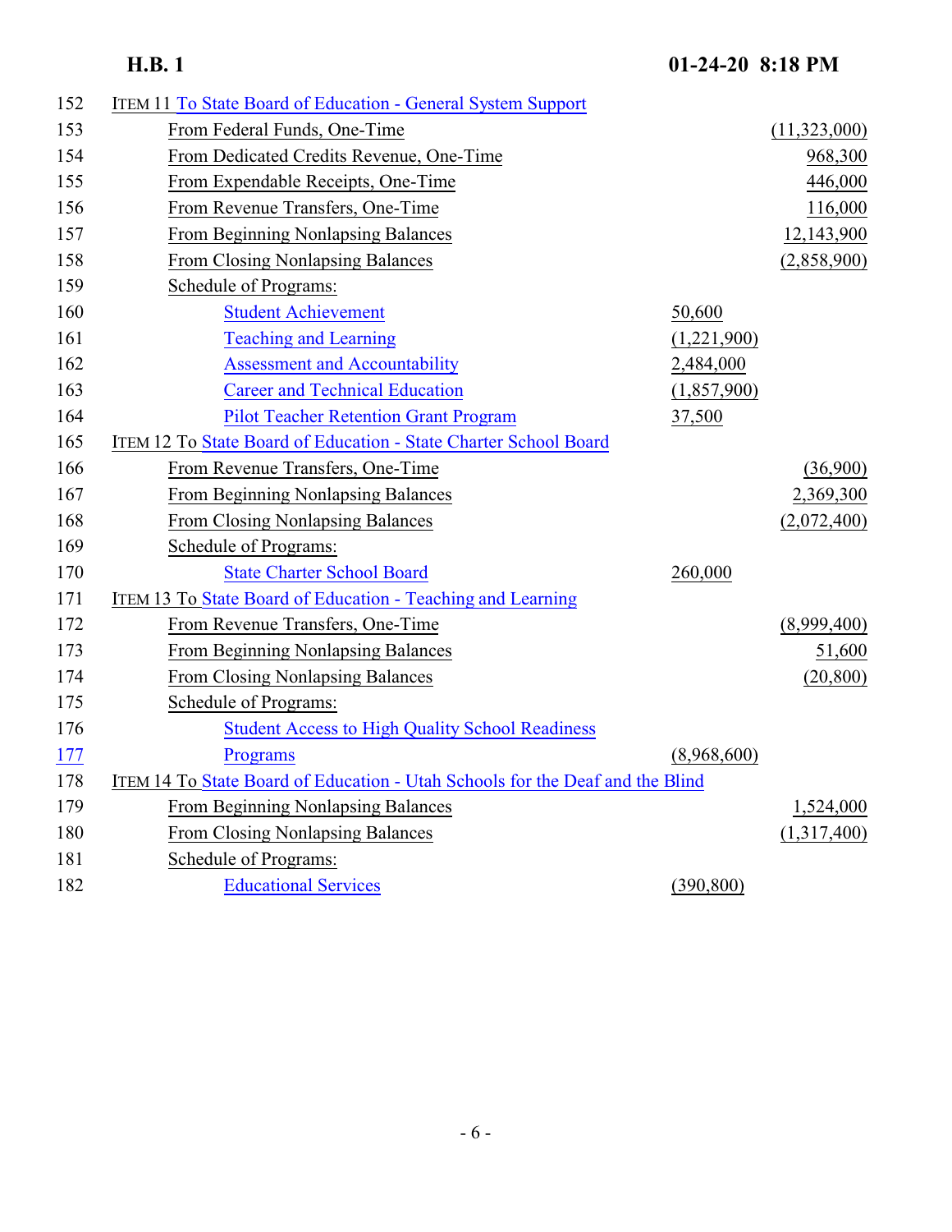| Line | Item | Program Amount | Total Amount |
|---|---|---|---|
| 152 | ITEM 11 To State Board of Education - General System Support | | |
| 153 | From Federal Funds, One-Time | | (11,323,000) |
| 154 | From Dedicated Credits Revenue, One-Time | | 968,300 |
| 155 | From Expendable Receipts, One-Time | | 446,000 |
| 156 | From Revenue Transfers, One-Time | | 116,000 |
| 157 | From Beginning Nonlapsing Balances | | 12,143,900 |
| 158 | From Closing Nonlapsing Balances | | (2,858,900) |
| 159 | Schedule of Programs: | | |
| 160 | Student Achievement | 50,600 | |
| 161 | Teaching and Learning | (1,221,900) | |
| 162 | Assessment and Accountability | 2,484,000 | |
| 163 | Career and Technical Education | (1,857,900) | |
| 164 | Pilot Teacher Retention Grant Program | 37,500 | |
| 165 | ITEM 12 To State Board of Education - State Charter School Board | | |
| 166 | From Revenue Transfers, One-Time | | (36,900) |
| 167 | From Beginning Nonlapsing Balances | | 2,369,300 |
| 168 | From Closing Nonlapsing Balances | | (2,072,400) |
| 169 | Schedule of Programs: | | |
| 170 | State Charter School Board | 260,000 | |
| 171 | ITEM 13 To State Board of Education - Teaching and Learning | | |
| 172 | From Revenue Transfers, One-Time | | (8,999,400) |
| 173 | From Beginning Nonlapsing Balances | | 51,600 |
| 174 | From Closing Nonlapsing Balances | | (20,800) |
| 175 | Schedule of Programs: | | |
| 176 | Student Access to High Quality School Readiness | | |
| 177 | Programs | (8,968,600) | |
| 178 | ITEM 14 To State Board of Education - Utah Schools for the Deaf and the Blind | | |
| 179 | From Beginning Nonlapsing Balances | | 1,524,000 |
| 180 | From Closing Nonlapsing Balances | | (1,317,400) |
| 181 | Schedule of Programs: | | |
| 182 | Educational Services | (390,800) | |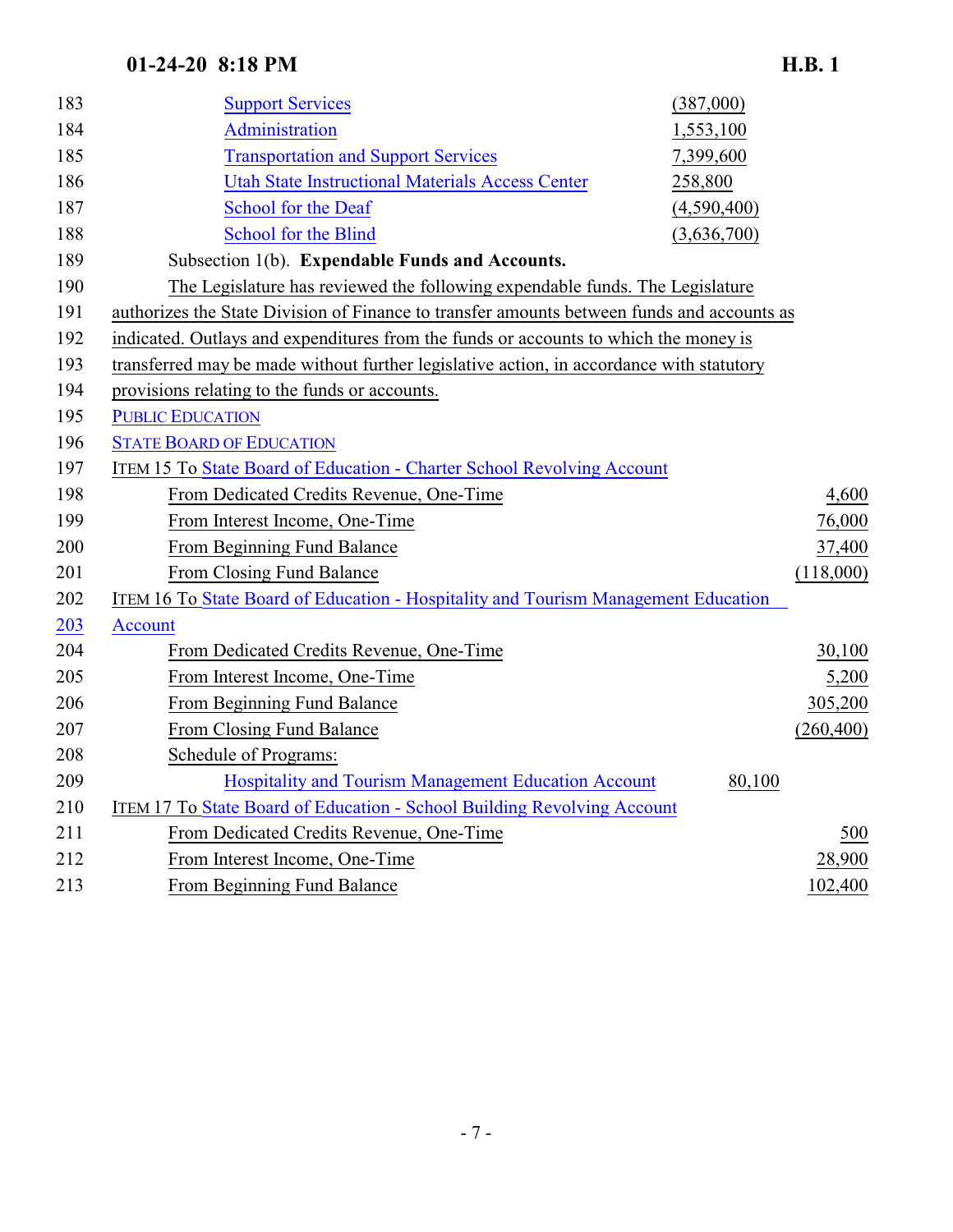| | | |
|---|---|---|
| Support Services | (387,000) | |
| Administration | 1,553,100 | |
| Transportation and Support Services | 7,399,600 | |
| Utah State Instructional Materials Access Center | 258,800 | |
| School for the Deaf | (4,590,400) | |
| School for the Blind | (3,636,700) | |

Subsection 1(b). **Expendable Funds and Accounts.**

The Legislature has reviewed the following expendable funds. The Legislature authorizes the State Division of Finance to transfer amounts between funds and accounts as indicated. Outlays and expenditures from the funds or accounts to which the money is transferred may be made without further legislative action, in accordance with statutory provisions relating to the funds or accounts.

PUBLIC EDUCATION

STATE BOARD OF EDUCATION

ITEM 15 To State Board of Education - Charter School Revolving Account

| | |
|---|---|
| From Dedicated Credits Revenue, One-Time | 4,600 |
| From Interest Income, One-Time | 76,000 |
| From Beginning Fund Balance | 37,400 |
| From Closing Fund Balance | (118,000) |

ITEM 16 To State Board of Education - Hospitality and Tourism Management Education Account

| | | |
|---|---|---|
| From Dedicated Credits Revenue, One-Time | | 30,100 |
| From Interest Income, One-Time | | 5,200 |
| From Beginning Fund Balance | | 305,200 |
| From Closing Fund Balance | | (260,400) |
| Schedule of Programs: | | |
| Hospitality and Tourism Management Education Account | 80,100 | |

ITEM 17 To State Board of Education - School Building Revolving Account

| | |
|---|---|
| From Dedicated Credits Revenue, One-Time | 500 |
| From Interest Income, One-Time | 28,900 |
| From Beginning Fund Balance | 102,400 |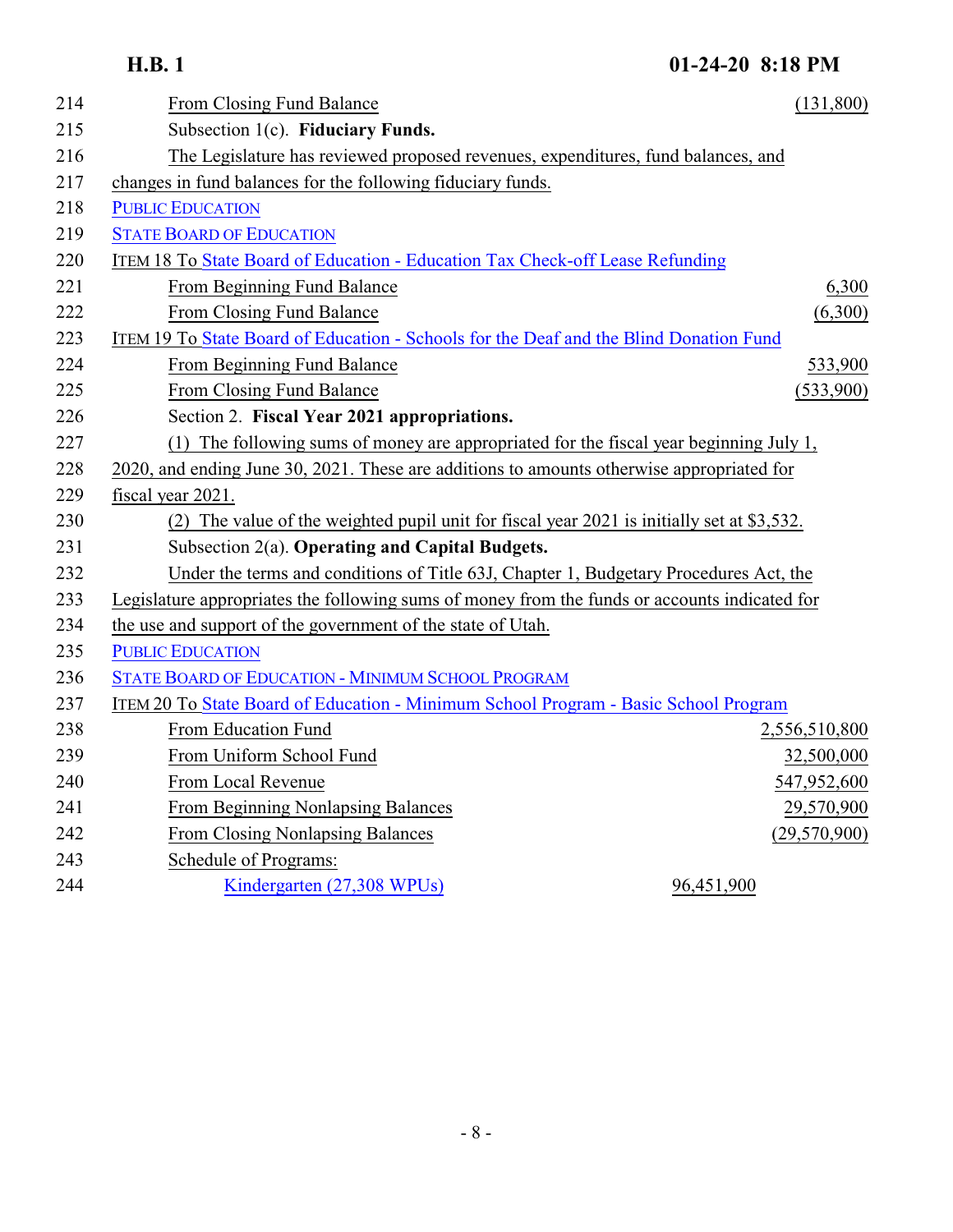| | |
|---|---|
| From Closing Fund Balance | (131,800) |

Subsection 1(c). **Fiduciary Funds.**

The Legislature has reviewed proposed revenues, expenditures, fund balances, and changes in fund balances for the following fiduciary funds.

PUBLIC EDUCATION

STATE BOARD OF EDUCATION

ITEM 18 To State Board of Education - Education Tax Check-off Lease Refunding

| | |
|---|---|
| From Beginning Fund Balance | 6,300 |
| From Closing Fund Balance | (6,300) |

ITEM 19 To State Board of Education - Schools for the Deaf and the Blind Donation Fund

| | |
|---|---|
| From Beginning Fund Balance | 533,900 |
| From Closing Fund Balance | (533,900) |

Section 2. **Fiscal Year 2021 appropriations.**

(1) The following sums of money are appropriated for the fiscal year beginning July 1, 2020, and ending June 30, 2021. These are additions to amounts otherwise appropriated for fiscal year 2021.

(2) The value of the weighted pupil unit for fiscal year 2021 is initially set at $3,532.

Subsection 2(a). **Operating and Capital Budgets.**

Under the terms and conditions of Title 63J, Chapter 1, Budgetary Procedures Act, the Legislature appropriates the following sums of money from the funds or accounts indicated for the use and support of the government of the state of Utah.

PUBLIC EDUCATION

STATE BOARD OF EDUCATION - MINIMUM SCHOOL PROGRAM

ITEM 20 To State Board of Education - Minimum School Program - Basic School Program

| | | |
|---|---|---|
| From Education Fund | | 2,556,510,800 |
| From Uniform School Fund | | 32,500,000 |
| From Local Revenue | | 547,952,600 |
| From Beginning Nonlapsing Balances | | 29,570,900 |
| From Closing Nonlapsing Balances | | (29,570,900) |
| Schedule of Programs: | | |
| Kindergarten (27,308 WPUs) | 96,451,900 | |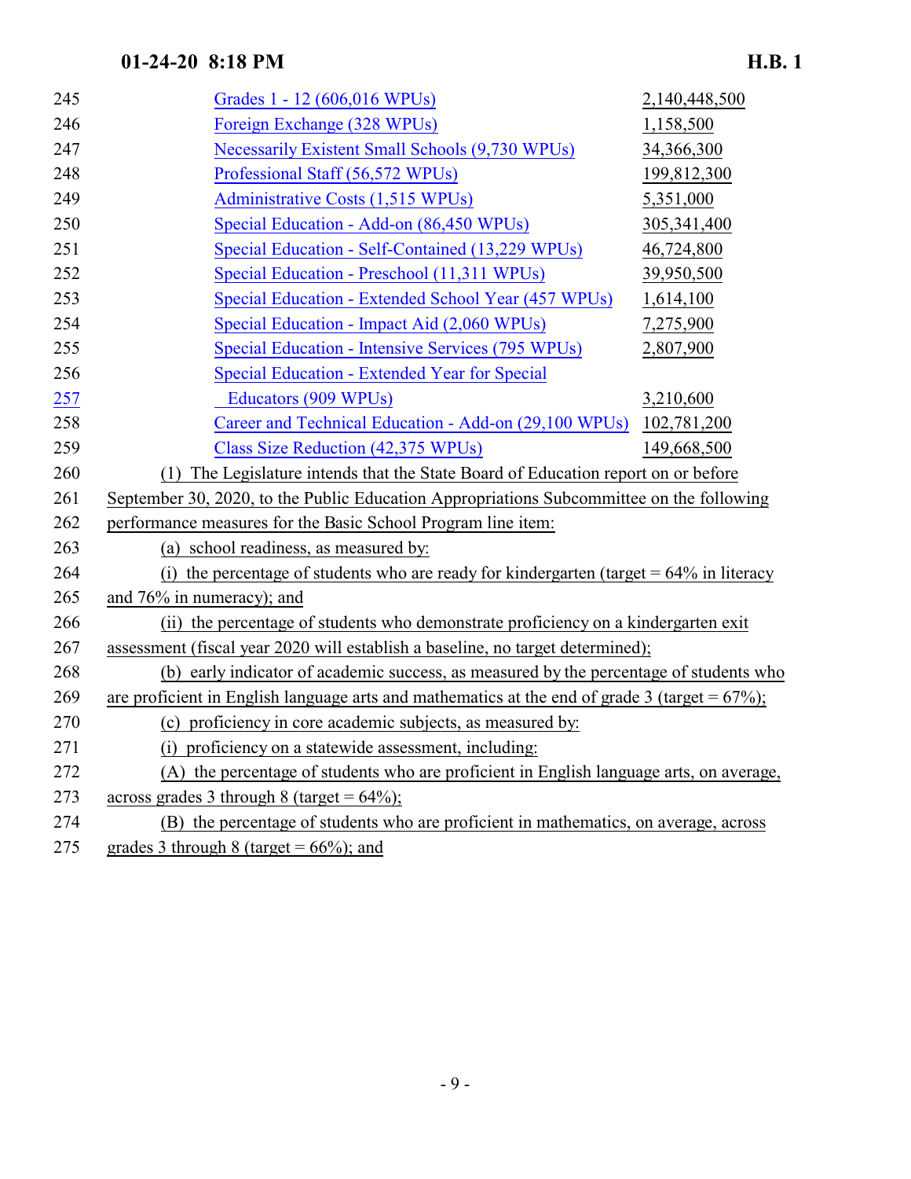| | |
|---|---|
| Grades 1 - 12 (606,016 WPUs) | 2,140,448,500 |
| Foreign Exchange (328 WPUs) | 1,158,500 |
| Necessarily Existent Small Schools (9,730 WPUs) | 34,366,300 |
| Professional Staff (56,572 WPUs) | 199,812,300 |
| Administrative Costs (1,515 WPUs) | 5,351,000 |
| Special Education - Add-on (86,450 WPUs) | 305,341,400 |
| Special Education - Self-Contained (13,229 WPUs) | 46,724,800 |
| Special Education - Preschool (11,311 WPUs) | 39,950,500 |
| Special Education - Extended School Year (457 WPUs) | 1,614,100 |
| Special Education - Impact Aid (2,060 WPUs) | 7,275,900 |
| Special Education - Intensive Services (795 WPUs) | 2,807,900 |
| Special Education - Extended Year for Special Educators (909 WPUs) | 3,210,600 |
| Career and Technical Education - Add-on (29,100 WPUs) | 102,781,200 |
| Class Size Reduction (42,375 WPUs) | 149,668,500 |

(1) The Legislature intends that the State Board of Education report on or before September 30, 2020, to the Public Education Appropriations Subcommittee on the following performance measures for the Basic School Program line item:

(a) school readiness, as measured by:

(i) the percentage of students who are ready for kindergarten (target = 64% in literacy and 76% in numeracy); and

(ii) the percentage of students who demonstrate proficiency on a kindergarten exit assessment (fiscal year 2020 will establish a baseline, no target determined);

(b) early indicator of academic success, as measured by the percentage of students who are proficient in English language arts and mathematics at the end of grade 3 (target = 67%);

(c) proficiency in core academic subjects, as measured by:

(i) proficiency on a statewide assessment, including:

(A) the percentage of students who are proficient in English language arts, on average, across grades 3 through 8 (target = 64%);

(B) the percentage of students who are proficient in mathematics, on average, across grades 3 through 8 (target = 66%); and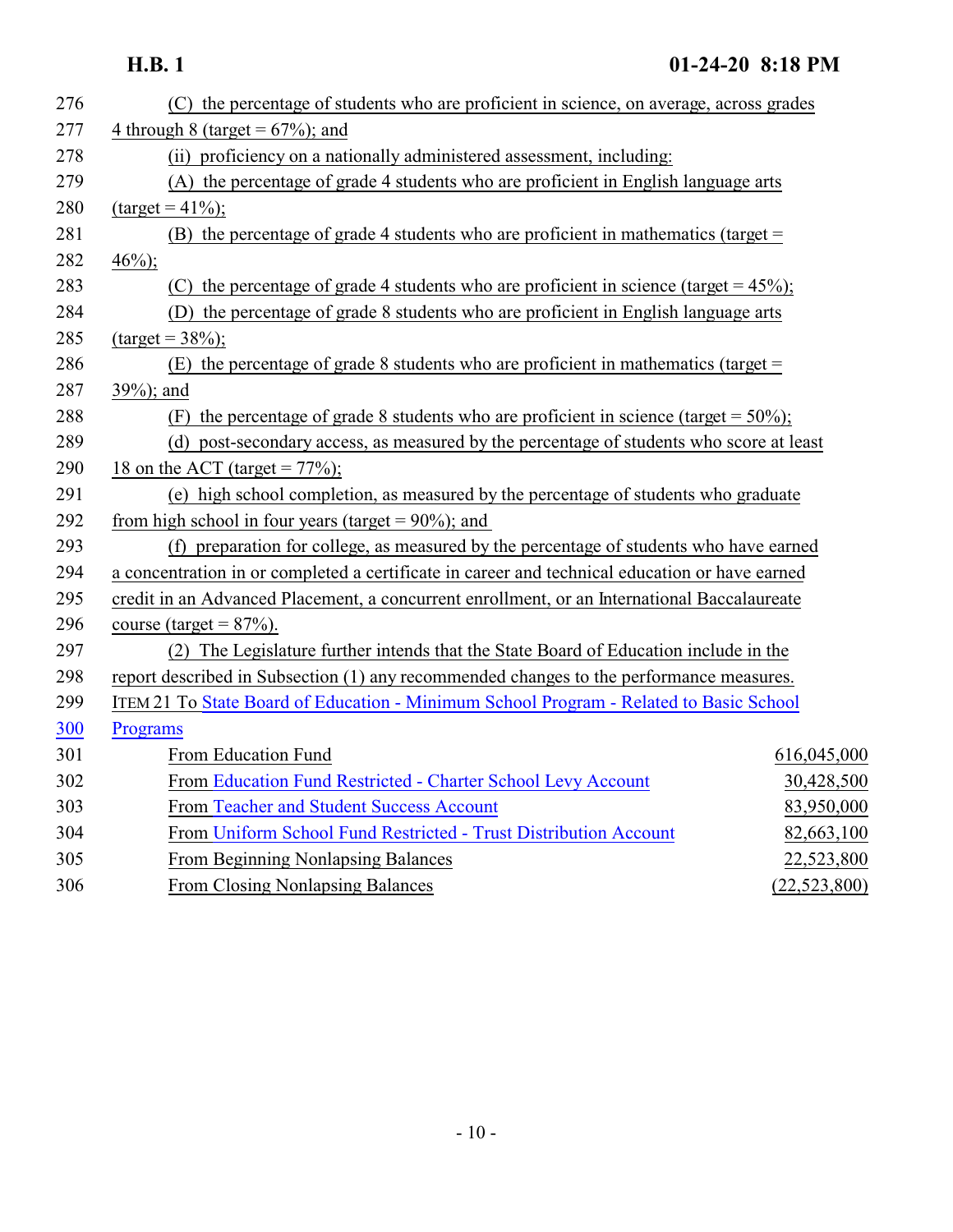(C) the percentage of students who are proficient in science, on average, across grades 4 through 8 (target = 67%); and

(ii) proficiency on a nationally administered assessment, including:

(A) the percentage of grade 4 students who are proficient in English language arts (target = 41%);

(B) the percentage of grade 4 students who are proficient in mathematics (target = 46%);

(C) the percentage of grade 4 students who are proficient in science (target = 45%);

(D) the percentage of grade 8 students who are proficient in English language arts (target = 38%);

(E) the percentage of grade 8 students who are proficient in mathematics (target = 39%); and

(F) the percentage of grade 8 students who are proficient in science (target = 50%);

(d) post-secondary access, as measured by the percentage of students who score at least 18 on the ACT (target = 77%);

(e) high school completion, as measured by the percentage of students who graduate from high school in four years (target = 90%); and

(f) preparation for college, as measured by the percentage of students who have earned a concentration in or completed a certificate in career and technical education or have earned credit in an Advanced Placement, a concurrent enrollment, or an International Baccalaureate course (target = 87%).

(2) The Legislature further intends that the State Board of Education include in the report described in Subsection (1) any recommended changes to the performance measures.

ITEM 21 To State Board of Education - Minimum School Program - Related to Basic School Programs

| | |
|---|---|
| From Education Fund | 616,045,000 |
| From Education Fund Restricted - Charter School Levy Account | 30,428,500 |
| From Teacher and Student Success Account | 83,950,000 |
| From Uniform School Fund Restricted - Trust Distribution Account | 82,663,100 |
| From Beginning Nonlapsing Balances | 22,523,800 |
| From Closing Nonlapsing Balances | (22,523,800) |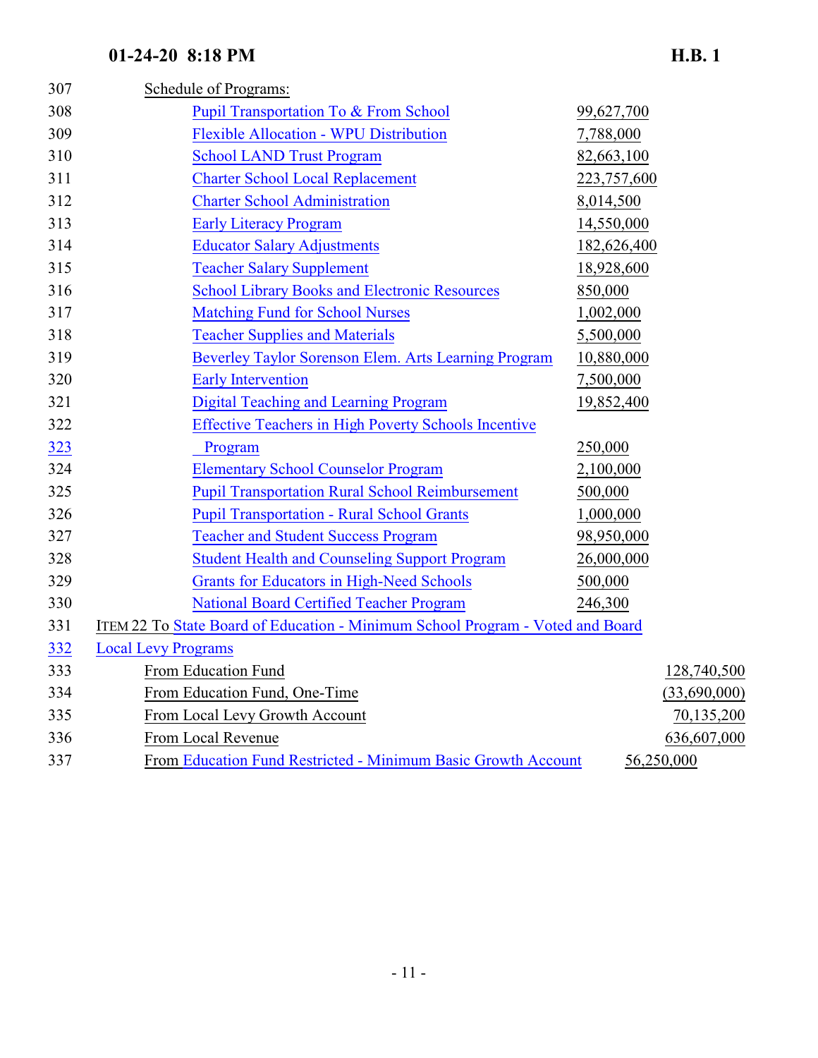| Line | Item | Amount | Total |
| --- | --- | --- | --- |
| 307 | Schedule of Programs: | | |
| 308 | Pupil Transportation To & From School | 99,627,700 | |
| 309 | Flexible Allocation - WPU Distribution | 7,788,000 | |
| 310 | School LAND Trust Program | 82,663,100 | |
| 311 | Charter School Local Replacement | 223,757,600 | |
| 312 | Charter School Administration | 8,014,500 | |
| 313 | Early Literacy Program | 14,550,000 | |
| 314 | Educator Salary Adjustments | 182,626,400 | |
| 315 | Teacher Salary Supplement | 18,928,600 | |
| 316 | School Library Books and Electronic Resources | 850,000 | |
| 317 | Matching Fund for School Nurses | 1,002,000 | |
| 318 | Teacher Supplies and Materials | 5,500,000 | |
| 319 | Beverley Taylor Sorenson Elem. Arts Learning Program | 10,880,000 | |
| 320 | Early Intervention | 7,500,000 | |
| 321 | Digital Teaching and Learning Program | 19,852,400 | |
| 322-323 | Effective Teachers in High Poverty Schools Incentive Program | 250,000 | |
| 324 | Elementary School Counselor Program | 2,100,000 | |
| 325 | Pupil Transportation Rural School Reimbursement | 500,000 | |
| 326 | Pupil Transportation - Rural School Grants | 1,000,000 | |
| 327 | Teacher and Student Success Program | 98,950,000 | |
| 328 | Student Health and Counseling Support Program | 26,000,000 | |
| 329 | Grants for Educators in High-Need Schools | 500,000 | |
| 330 | National Board Certified Teacher Program | 246,300 | |
| 331-332 | ITEM 22 To State Board of Education - Minimum School Program - Voted and Board Local Levy Programs | | |
| 333 | From Education Fund | | 128,740,500 |
| 334 | From Education Fund, One-Time | | (33,690,000) |
| 335 | From Local Levy Growth Account | | 70,135,200 |
| 336 | From Local Revenue | | 636,607,000 |
| 337 | From Education Fund Restricted - Minimum Basic Growth Account | 56,250,000 | |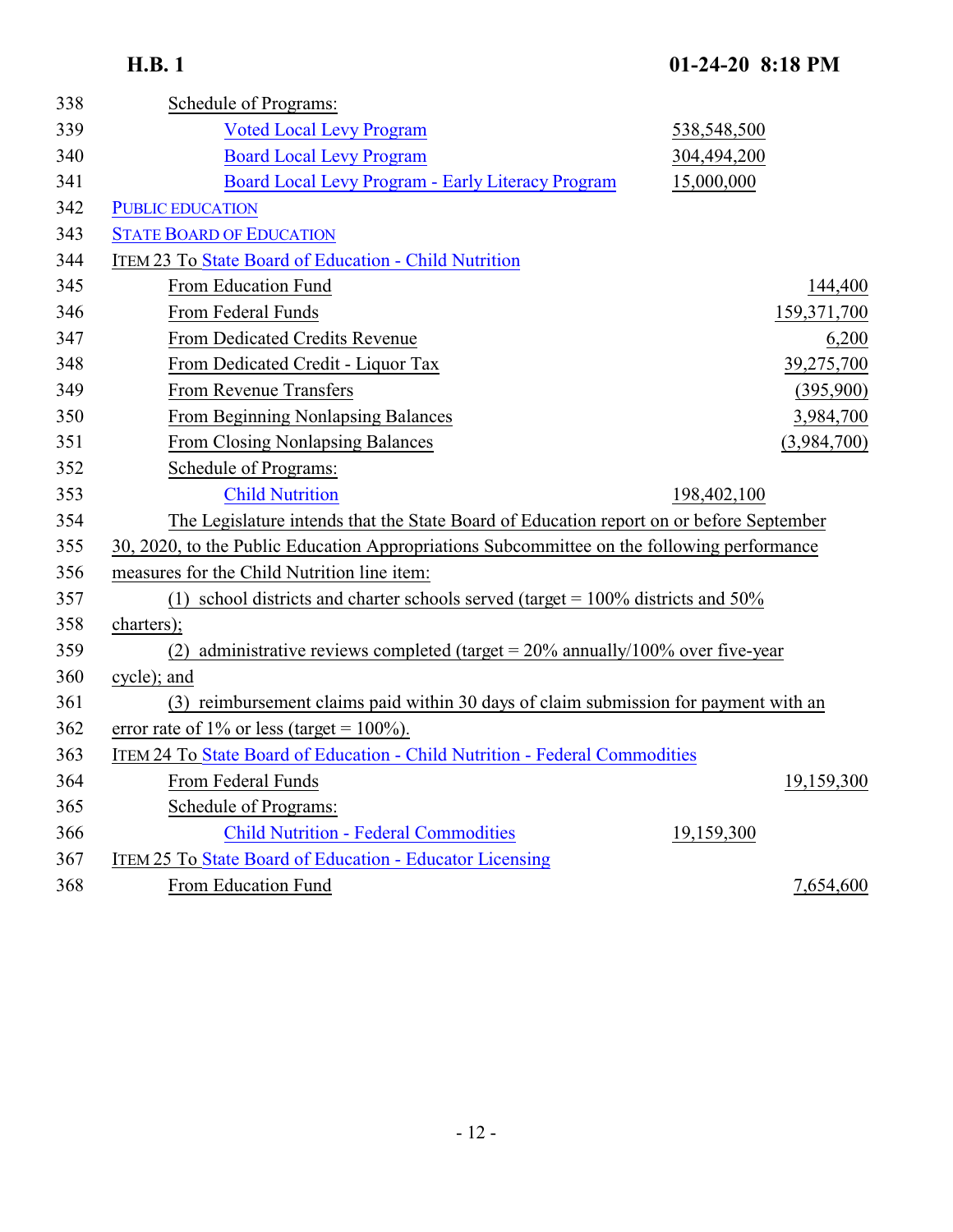338 Schedule of Programs:

339 Voted Local Levy Program 538,548,500

340 Board Local Levy Program 304,494,200

341 Board Local Levy Program - Early Literacy Program 15,000,000

342 PUBLIC EDUCATION

343 STATE BOARD OF EDUCATION

344 ITEM 23 To State Board of Education - Child Nutrition

345 From Education Fund 144,400

346 From Federal Funds 159,371,700

347 From Dedicated Credits Revenue 6,200

348 From Dedicated Credit - Liquor Tax 39,275,700

349 From Revenue Transfers (395,900)

350 From Beginning Nonlapsing Balances 3,984,700

351 From Closing Nonlapsing Balances (3,984,700)

352 Schedule of Programs:

353 Child Nutrition 198,402,100

354 The Legislature intends that the State Board of Education report on or before September

355 30, 2020, to the Public Education Appropriations Subcommittee on the following performance

356 measures for the Child Nutrition line item:

357 (1) school districts and charter schools served (target = 100% districts and 50%

358 charters);

359 (2) administrative reviews completed (target = 20% annually/100% over five-year

360 cycle); and

361 (3) reimbursement claims paid within 30 days of claim submission for payment with an

362 error rate of 1% or less (target = 100%).

363 ITEM 24 To State Board of Education - Child Nutrition - Federal Commodities

364 From Federal Funds 19,159,300

365 Schedule of Programs:

366 Child Nutrition - Federal Commodities 19,159,300

367 ITEM 25 To State Board of Education - Educator Licensing

368 From Education Fund 7,654,600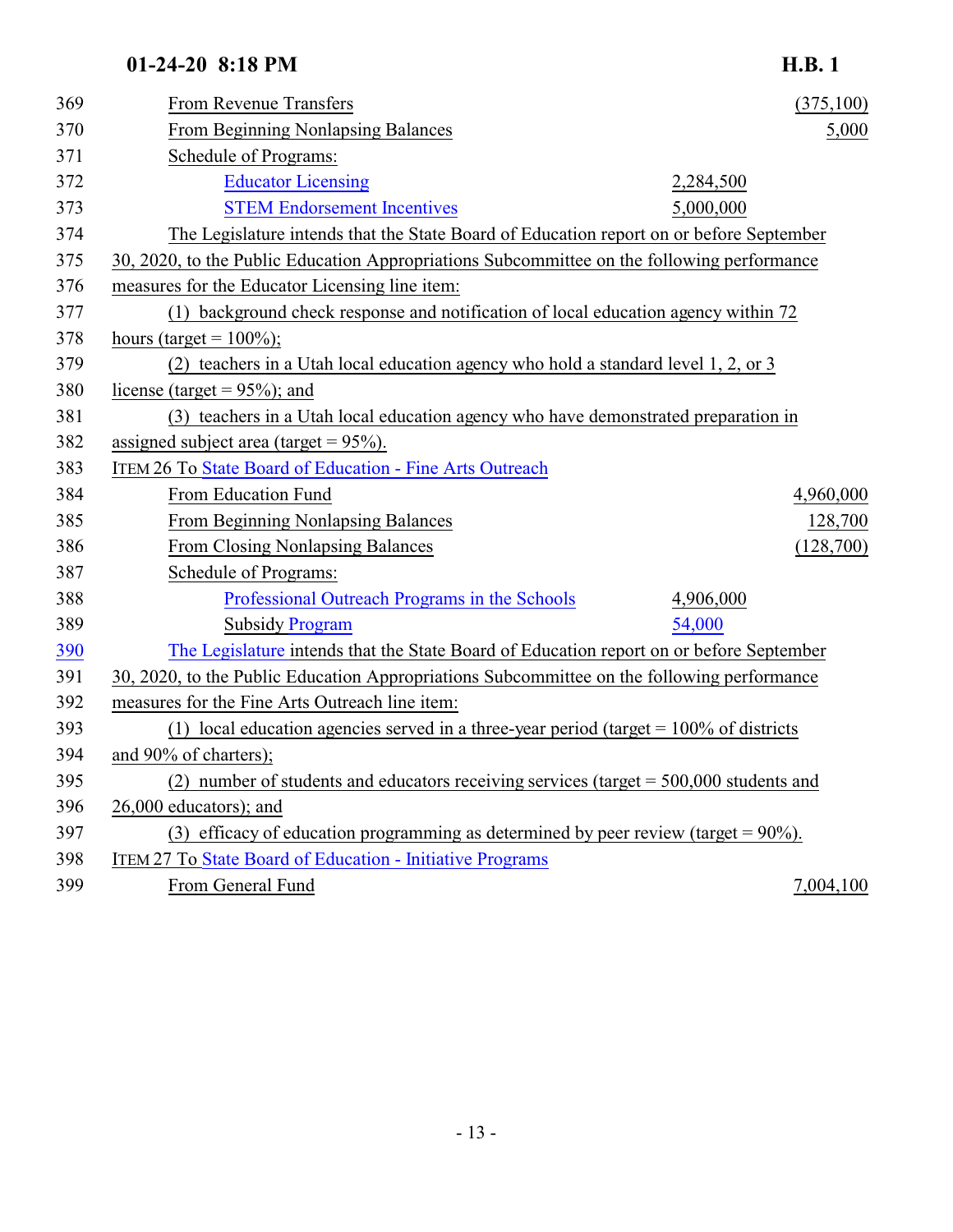369 From Revenue Transfers (375,100)
370 From Beginning Nonlapsing Balances 5,000
371 Schedule of Programs:
372 Educator Licensing 2,284,500
373 STEM Endorsement Incentives 5,000,000
374 The Legislature intends that the State Board of Education report on or before September
375 30, 2020, to the Public Education Appropriations Subcommittee on the following performance
376 measures for the Educator Licensing line item:
377 (1) background check response and notification of local education agency within 72
378 hours (target = 100%);
379 (2) teachers in a Utah local education agency who hold a standard level 1, 2, or 3
380 license (target = 95%); and
381 (3) teachers in a Utah local education agency who have demonstrated preparation in
382 assigned subject area (target = 95%).
383 ITEM 26 To State Board of Education - Fine Arts Outreach
384 From Education Fund 4,960,000
385 From Beginning Nonlapsing Balances 128,700
386 From Closing Nonlapsing Balances (128,700)
387 Schedule of Programs:
388 Professional Outreach Programs in the Schools 4,906,000
389 Subsidy Program 54,000
390 The Legislature intends that the State Board of Education report on or before September
391 30, 2020, to the Public Education Appropriations Subcommittee on the following performance
392 measures for the Fine Arts Outreach line item:
393 (1) local education agencies served in a three-year period (target = 100% of districts
394 and 90% of charters);
395 (2) number of students and educators receiving services (target = 500,000 students and
396 26,000 educators); and
397 (3) efficacy of education programming as determined by peer review (target = 90%).
398 ITEM 27 To State Board of Education - Initiative Programs
399 From General Fund 7,004,100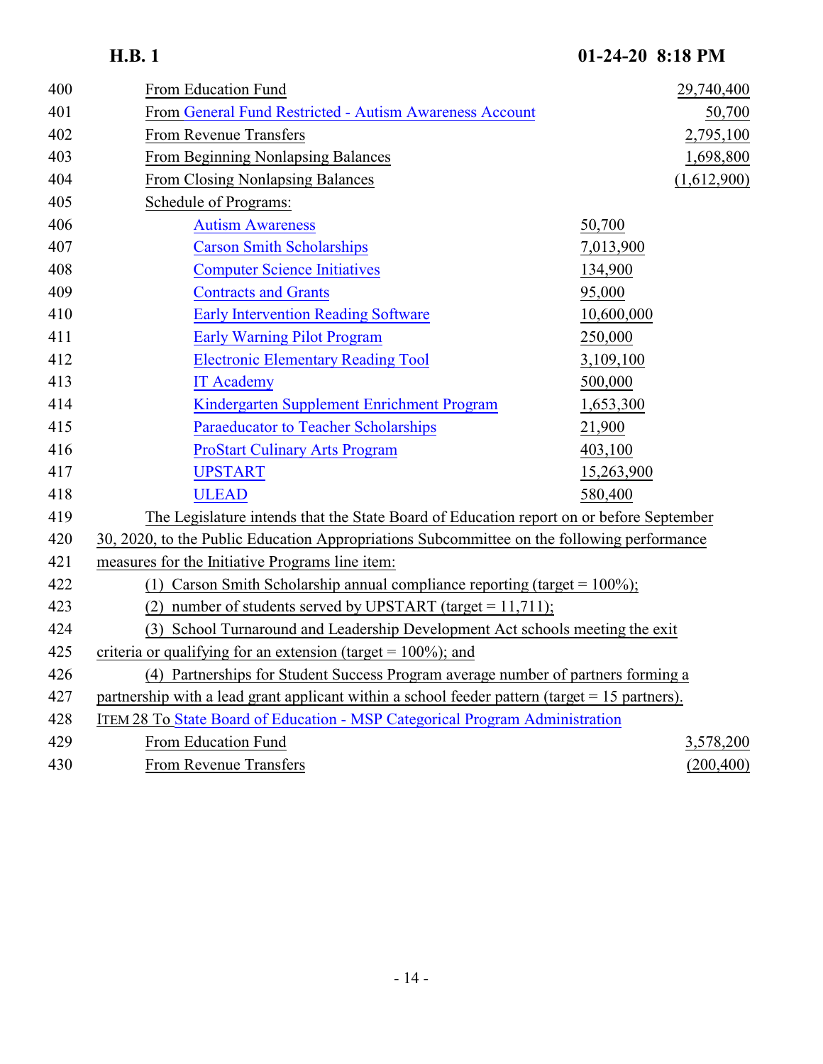| | | |
|---|---|---|
| From Education Fund | | 29,740,400 |
| From General Fund Restricted - Autism Awareness Account | | 50,700 |
| From Revenue Transfers | | 2,795,100 |
| From Beginning Nonlapsing Balances | | 1,698,800 |
| From Closing Nonlapsing Balances | | (1,612,900) |
| Schedule of Programs: | | |
| Autism Awareness | 50,700 | |
| Carson Smith Scholarships | 7,013,900 | |
| Computer Science Initiatives | 134,900 | |
| Contracts and Grants | 95,000 | |
| Early Intervention Reading Software | 10,600,000 | |
| Early Warning Pilot Program | 250,000 | |
| Electronic Elementary Reading Tool | 3,109,100 | |
| IT Academy | 500,000 | |
| Kindergarten Supplement Enrichment Program | 1,653,300 | |
| Paraeducator to Teacher Scholarships | 21,900 | |
| ProStart Culinary Arts Program | 403,100 | |
| UPSTART | 15,263,900 | |
| ULEAD | 580,400 | |

The Legislature intends that the State Board of Education report on or before September 30, 2020, to the Public Education Appropriations Subcommittee on the following performance measures for the Initiative Programs line item:

(1) Carson Smith Scholarship annual compliance reporting (target = 100%);

(2) number of students served by UPSTART (target = 11,711);

(3) School Turnaround and Leadership Development Act schools meeting the exit criteria or qualifying for an extension (target = 100%); and

(4) Partnerships for Student Success Program average number of partners forming a partnership with a lead grant applicant within a school feeder pattern (target = 15 partners).

ITEM 28 To State Board of Education - MSP Categorical Program Administration

| | | |
|---|---|---|
| From Education Fund | | 3,578,200 |
| From Revenue Transfers | | (200,400) |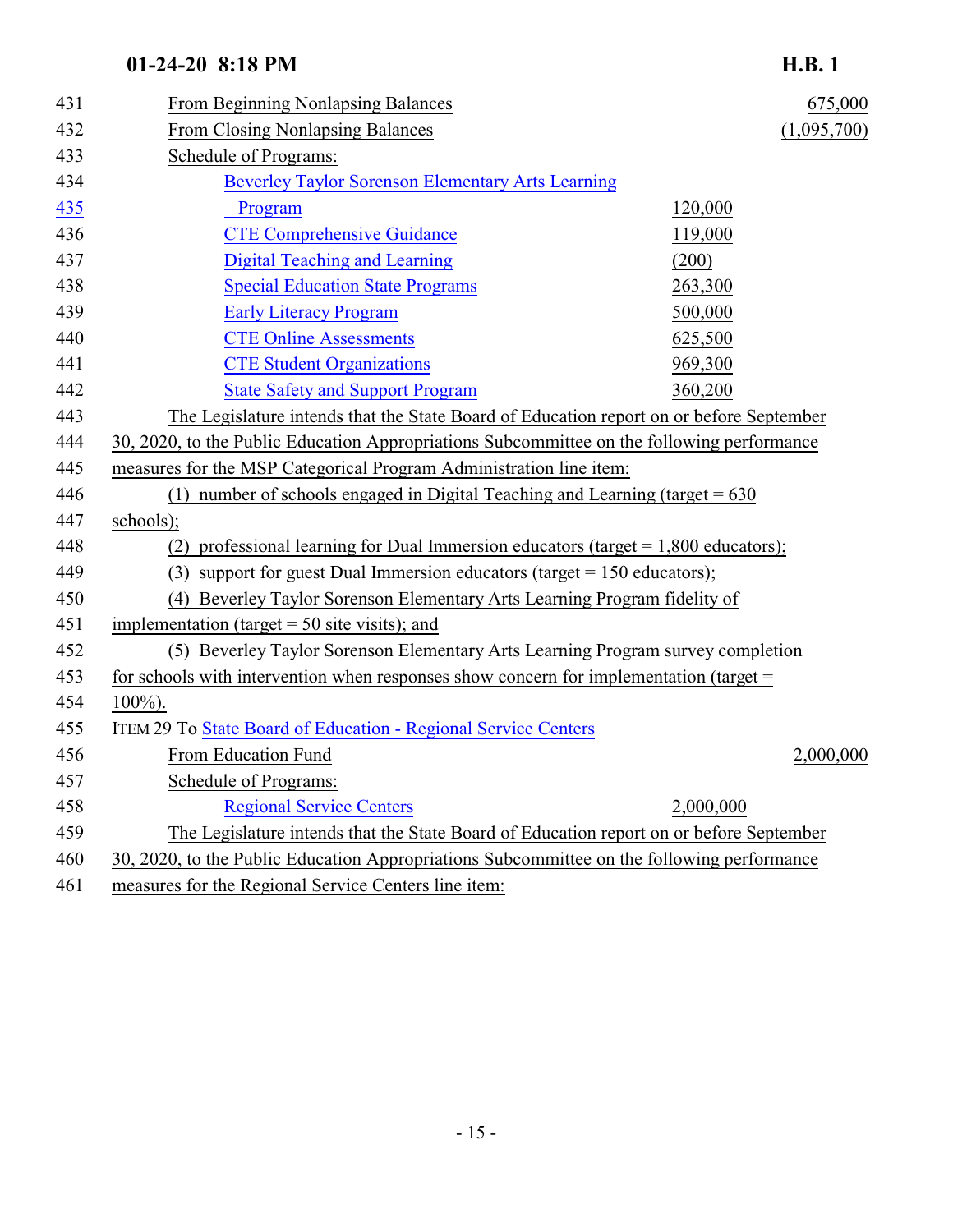| | | | |
|---|---|---|---|
| 431 | From Beginning Nonlapsing Balances | | 675,000 |
| 432 | From Closing Nonlapsing Balances | | (1,095,700) |
| 433 | Schedule of Programs: | | |
| 434 | Beverley Taylor Sorenson Elementary Arts Learning | | |
| 435 | Program | 120,000 | |
| 436 | CTE Comprehensive Guidance | 119,000 | |
| 437 | Digital Teaching and Learning | (200) | |
| 438 | Special Education State Programs | 263,300 | |
| 439 | Early Literacy Program | 500,000 | |
| 440 | CTE Online Assessments | 625,500 | |
| 441 | CTE Student Organizations | 969,300 | |
| 442 | State Safety and Support Program | 360,200 | |

443 The Legislature intends that the State Board of Education report on or before September
444 30, 2020, to the Public Education Appropriations Subcommittee on the following performance
445 measures for the MSP Categorical Program Administration line item:
446 (1) number of schools engaged in Digital Teaching and Learning (target = 630
447 schools);
448 (2) professional learning for Dual Immersion educators (target = 1,800 educators);
449 (3) support for guest Dual Immersion educators (target = 150 educators);
450 (4) Beverley Taylor Sorenson Elementary Arts Learning Program fidelity of
451 implementation (target = 50 site visits); and
452 (5) Beverley Taylor Sorenson Elementary Arts Learning Program survey completion
453 for schools with intervention when responses show concern for implementation (target =
454 100%).

| | | | |
|---|---|---|---|
| 455 | ITEM 29 To State Board of Education - Regional Service Centers | | |
| 456 | From Education Fund | | 2,000,000 |
| 457 | Schedule of Programs: | | |
| 458 | Regional Service Centers | 2,000,000 | |

459 The Legislature intends that the State Board of Education report on or before September
460 30, 2020, to the Public Education Appropriations Subcommittee on the following performance
461 measures for the Regional Service Centers line item: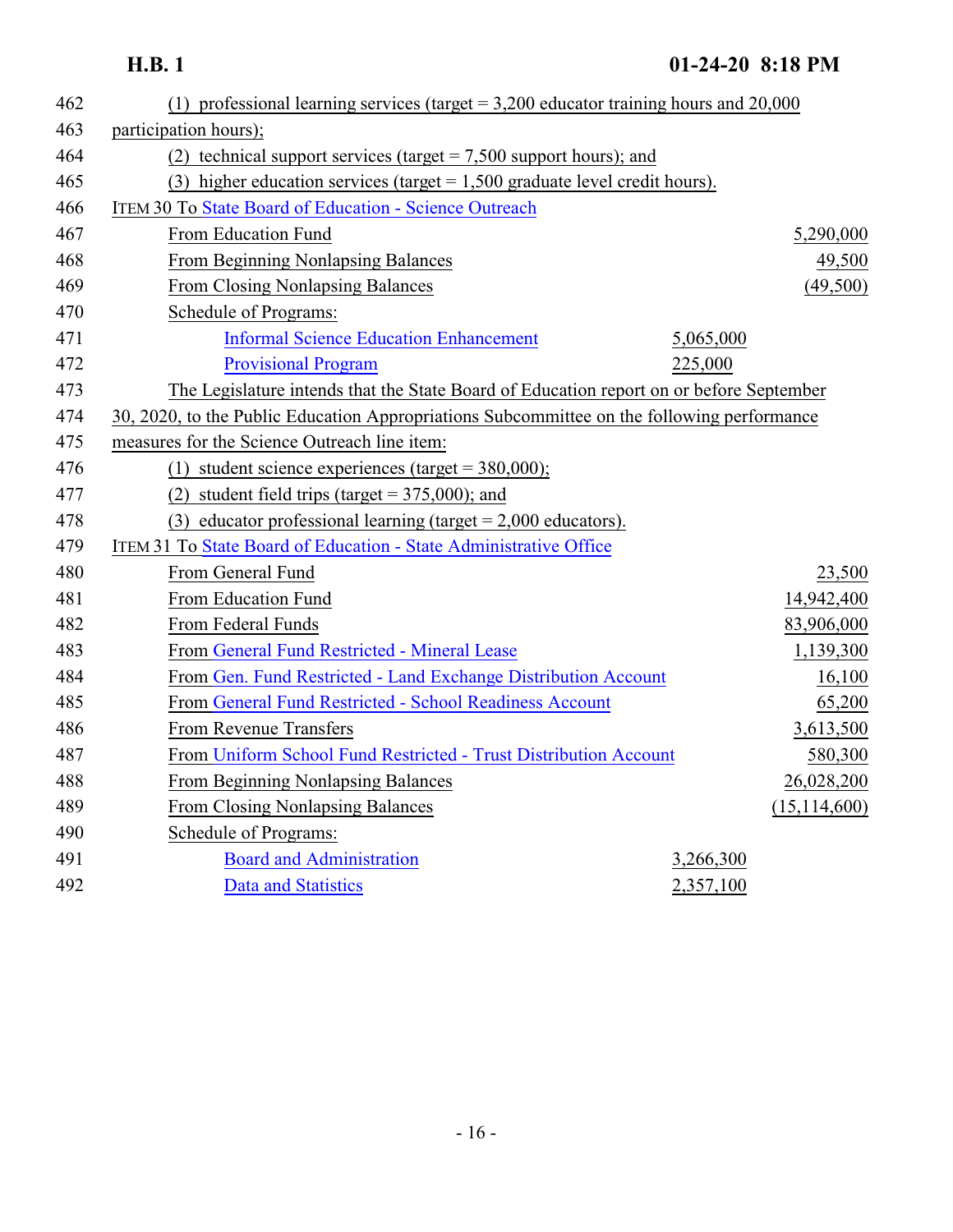(1) professional learning services (target = 3,200 educator training hours and 20,000 participation hours);

(2) technical support services (target = 7,500 support hours); and

(3) higher education services (target = 1,500 graduate level credit hours).

ITEM 30 To State Board of Education - Science Outreach

| | | |
|---|---|---|
| From Education Fund | | 5,290,000 |
| From Beginning Nonlapsing Balances | | 49,500 |
| From Closing Nonlapsing Balances | | (49,500) |
| Schedule of Programs: | | |
| Informal Science Education Enhancement | 5,065,000 | |
| Provisional Program | 225,000 | |

The Legislature intends that the State Board of Education report on or before September 30, 2020, to the Public Education Appropriations Subcommittee on the following performance measures for the Science Outreach line item:

(1) student science experiences (target = 380,000);

(2) student field trips (target = 375,000); and

(3) educator professional learning (target = 2,000 educators).

ITEM 31 To State Board of Education - State Administrative Office

| | | |
|---|---|---|
| From General Fund | | 23,500 |
| From Education Fund | | 14,942,400 |
| From Federal Funds | | 83,906,000 |
| From General Fund Restricted - Mineral Lease | | 1,139,300 |
| From Gen. Fund Restricted - Land Exchange Distribution Account | | 16,100 |
| From General Fund Restricted - School Readiness Account | | 65,200 |
| From Revenue Transfers | | 3,613,500 |
| From Uniform School Fund Restricted - Trust Distribution Account | | 580,300 |
| From Beginning Nonlapsing Balances | | 26,028,200 |
| From Closing Nonlapsing Balances | | (15,114,600) |
| Schedule of Programs: | | |
| Board and Administration | 3,266,300 | |
| Data and Statistics | 2,357,100 | |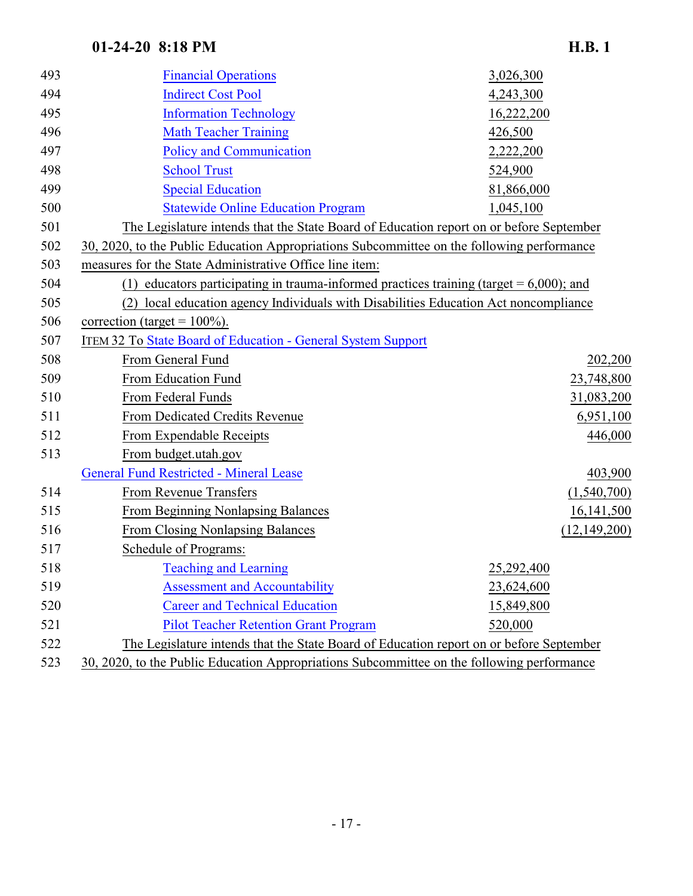| Line | Item | Program Amount | Total |
|---|---|---|---|
| 493 | Financial Operations | 3,026,300 | |
| 494 | Indirect Cost Pool | 4,243,300 | |
| 495 | Information Technology | 16,222,200 | |
| 496 | Math Teacher Training | 426,500 | |
| 497 | Policy and Communication | 2,222,200 | |
| 498 | School Trust | 524,900 | |
| 499 | Special Education | 81,866,000 | |
| 500 | Statewide Online Education Program | 1,045,100 | |

501 The Legislature intends that the State Board of Education report on or before September
502 30, 2020, to the Public Education Appropriations Subcommittee on the following performance
503 measures for the State Administrative Office line item:
504 (1) educators participating in trauma-informed practices training (target = 6,000); and
505 (2) local education agency Individuals with Disabilities Education Act noncompliance
506 correction (target = 100%).

507 ITEM 32 To State Board of Education - General System Support

| Line | Item | Program Amount | Total |
|---|---|---|---|
| 508 | From General Fund | | 202,200 |
| 509 | From Education Fund | | 23,748,800 |
| 510 | From Federal Funds | | 31,083,200 |
| 511 | From Dedicated Credits Revenue | | 6,951,100 |
| 512 | From Expendable Receipts | | 446,000 |
| 513 | From budget.utah.gov General Fund Restricted - Mineral Lease | | 403,900 |
| 514 | From Revenue Transfers | | (1,540,700) |
| 515 | From Beginning Nonlapsing Balances | | 16,141,500 |
| 516 | From Closing Nonlapsing Balances | | (12,149,200) |
| 517 | Schedule of Programs: | | |
| 518 | Teaching and Learning | 25,292,400 | |
| 519 | Assessment and Accountability | 23,624,600 | |
| 520 | Career and Technical Education | 15,849,800 | |
| 521 | Pilot Teacher Retention Grant Program | 520,000 | |

522 The Legislature intends that the State Board of Education report on or before September
523 30, 2020, to the Public Education Appropriations Subcommittee on the following performance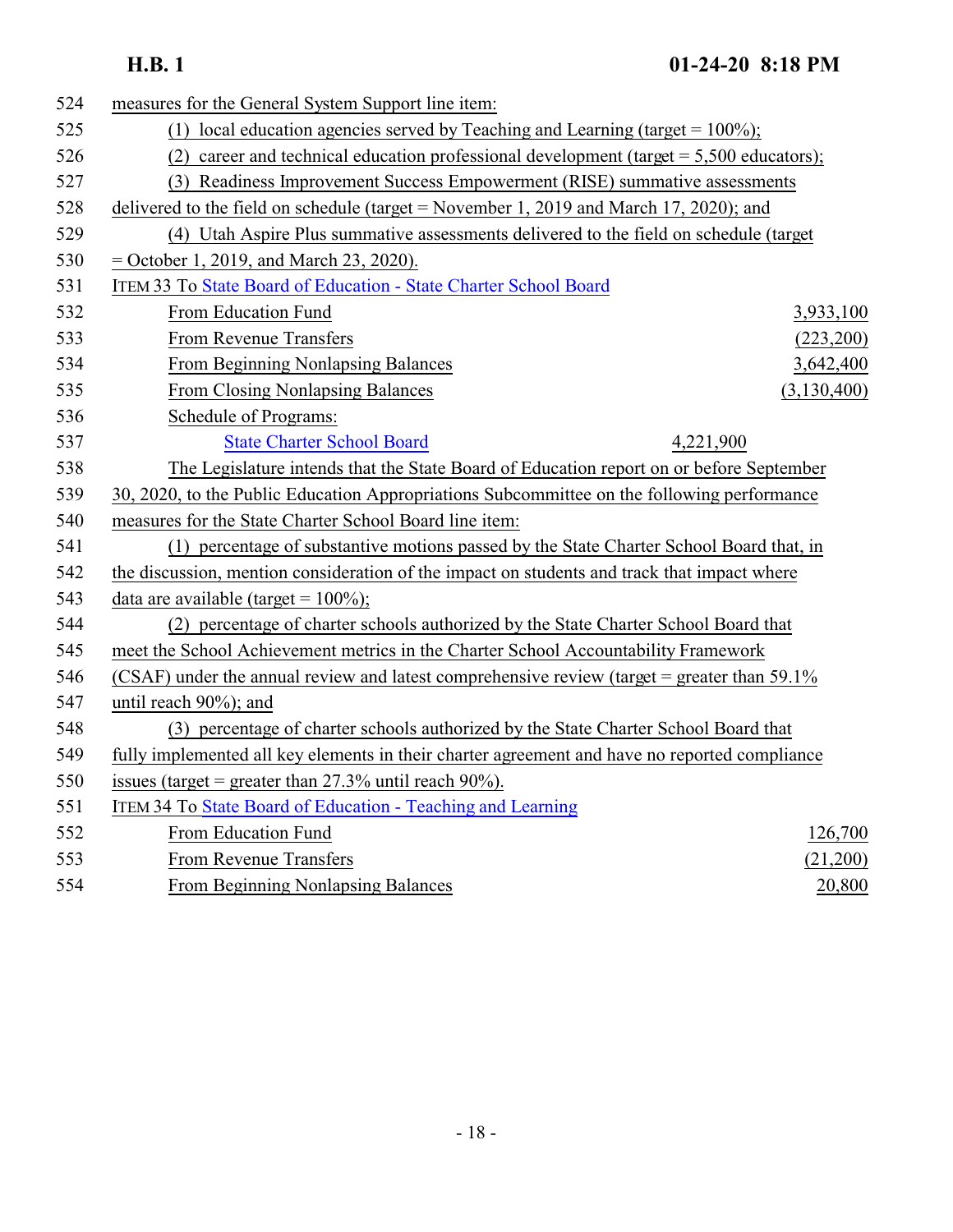measures for the General System Support line item:

(1) local education agencies served by Teaching and Learning (target = 100%);

(2) career and technical education professional development (target = 5,500 educators);

(3) Readiness Improvement Success Empowerment (RISE) summative assessments delivered to the field on schedule (target = November 1, 2019 and March 17, 2020); and

(4) Utah Aspire Plus summative assessments delivered to the field on schedule (target = October 1, 2019, and March 23, 2020).

ITEM 33 To State Board of Education - State Charter School Board

| | | |
|---|---|---|
| From Education Fund | | 3,933,100 |
| From Revenue Transfers | | (223,200) |
| From Beginning Nonlapsing Balances | | 3,642,400 |
| From Closing Nonlapsing Balances | | (3,130,400) |
| Schedule of Programs: | | |
| State Charter School Board | 4,221,900 | |

The Legislature intends that the State Board of Education report on or before September 30, 2020, to the Public Education Appropriations Subcommittee on the following performance measures for the State Charter School Board line item:

(1) percentage of substantive motions passed by the State Charter School Board that, in the discussion, mention consideration of the impact on students and track that impact where data are available (target = 100%);

(2) percentage of charter schools authorized by the State Charter School Board that meet the School Achievement metrics in the Charter School Accountability Framework (CSAF) under the annual review and latest comprehensive review (target = greater than 59.1% until reach 90%); and

(3) percentage of charter schools authorized by the State Charter School Board that fully implemented all key elements in their charter agreement and have no reported compliance issues (target = greater than 27.3% until reach 90%).

ITEM 34 To State Board of Education - Teaching and Learning

| | |
|---|---|
| From Education Fund | 126,700 |
| From Revenue Transfers | (21,200) |
| From Beginning Nonlapsing Balances | 20,800 |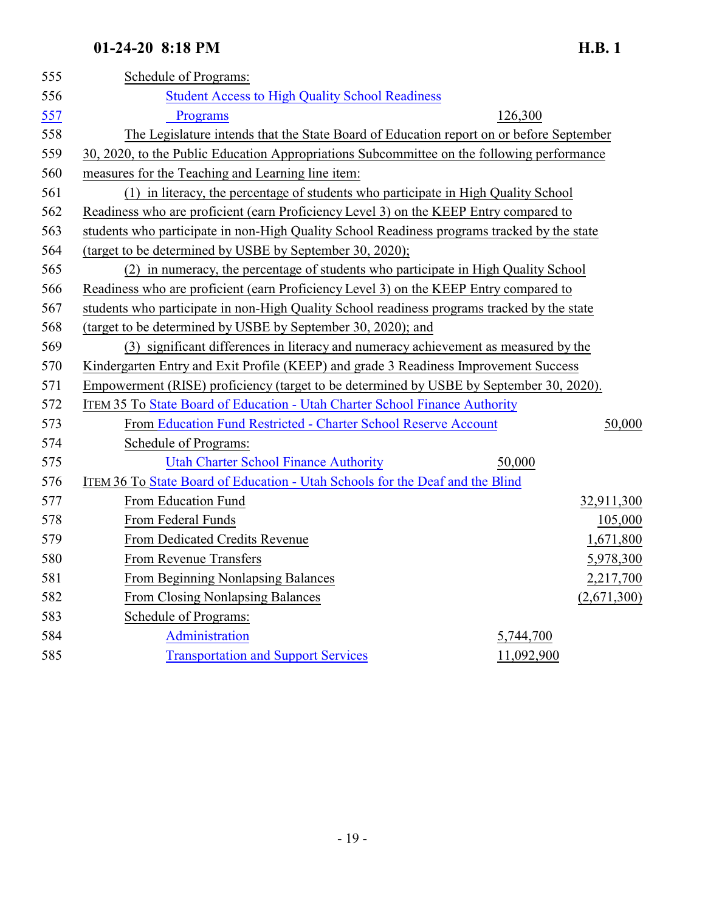Schedule of Programs:

| | |
|---|---|
| Student Access to High Quality School Readiness Programs | 126,300 |

The Legislature intends that the State Board of Education report on or before September 30, 2020, to the Public Education Appropriations Subcommittee on the following performance measures for the Teaching and Learning line item:

(1) in literacy, the percentage of students who participate in High Quality School Readiness who are proficient (earn Proficiency Level 3) on the KEEP Entry compared to students who participate in non-High Quality School Readiness programs tracked by the state (target to be determined by USBE by September 30, 2020);

(2) in numeracy, the percentage of students who participate in High Quality School Readiness who are proficient (earn Proficiency Level 3) on the KEEP Entry compared to students who participate in non-High Quality School readiness programs tracked by the state (target to be determined by USBE by September 30, 2020); and

(3) significant differences in literacy and numeracy achievement as measured by the Kindergarten Entry and Exit Profile (KEEP) and grade 3 Readiness Improvement Success Empowerment (RISE) proficiency (target to be determined by USBE by September 30, 2020).

ITEM 35 To State Board of Education - Utah Charter School Finance Authority

| | | |
|---|---|---|
| From Education Fund Restricted - Charter School Reserve Account | | 50,000 |
| Schedule of Programs: | | |
| Utah Charter School Finance Authority | 50,000 | |

ITEM 36 To State Board of Education - Utah Schools for the Deaf and the Blind

| | | |
|---|---|---|
| From Education Fund | | 32,911,300 |
| From Federal Funds | | 105,000 |
| From Dedicated Credits Revenue | | 1,671,800 |
| From Revenue Transfers | | 5,978,300 |
| From Beginning Nonlapsing Balances | | 2,217,700 |
| From Closing Nonlapsing Balances | | (2,671,300) |
| Schedule of Programs: | | |
| Administration | 5,744,700 | |
| Transportation and Support Services | 11,092,900 | |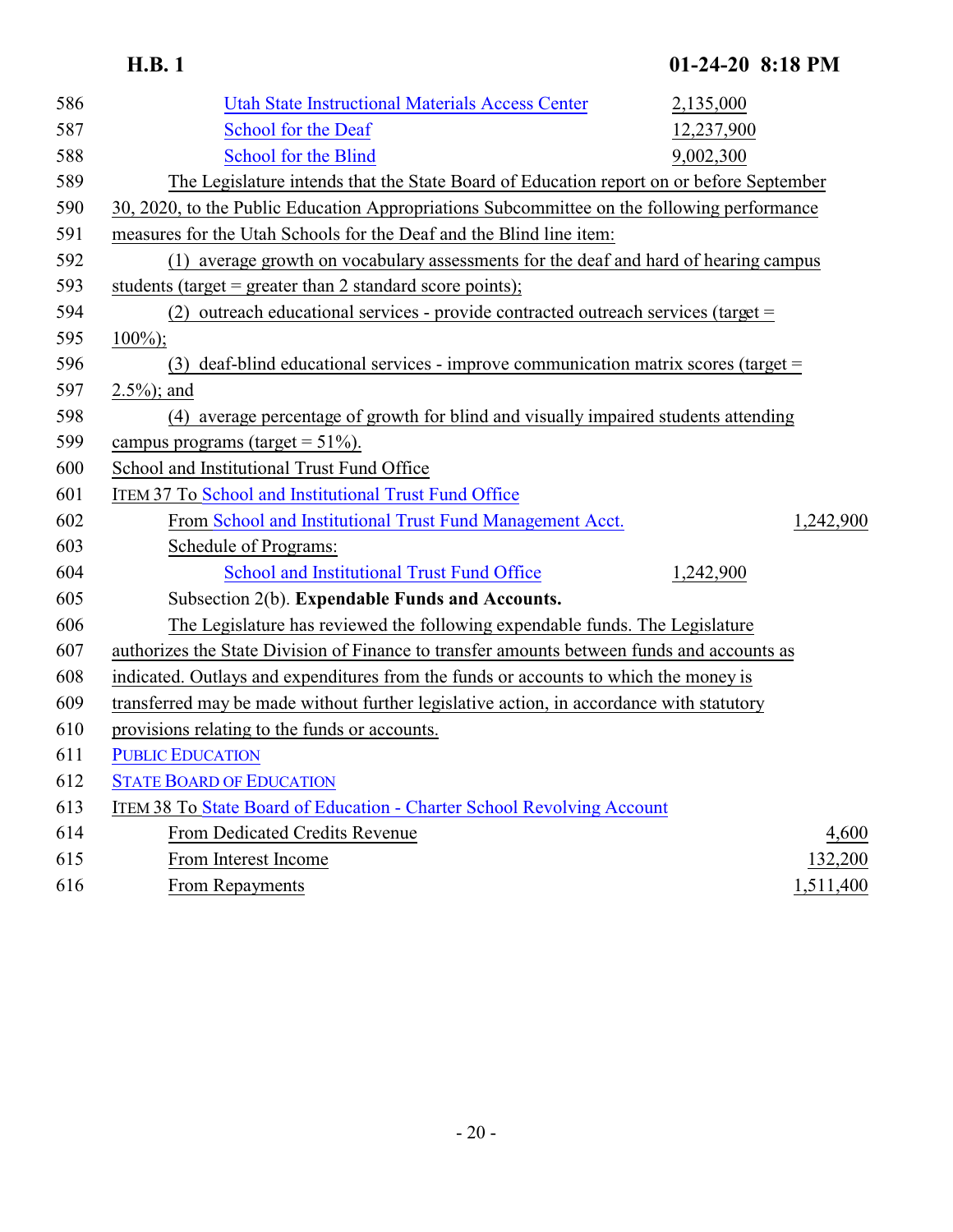Utah State Instructional Materials Access Center 2,135,000
School for the Deaf 12,237,900
School for the Blind 9,002,300

The Legislature intends that the State Board of Education report on or before September 30, 2020, to the Public Education Appropriations Subcommittee on the following performance measures for the Utah Schools for the Deaf and the Blind line item:

(1) average growth on vocabulary assessments for the deaf and hard of hearing campus students (target = greater than 2 standard score points);

(2) outreach educational services - provide contracted outreach services (target = 100%);

(3) deaf-blind educational services - improve communication matrix scores (target = 2.5%); and

(4) average percentage of growth for blind and visually impaired students attending campus programs (target = 51%).

School and Institutional Trust Fund Office

ITEM 37 To School and Institutional Trust Fund Office

From School and Institutional Trust Fund Management Acct. 1,242,900

Schedule of Programs:

School and Institutional Trust Fund Office 1,242,900

Subsection 2(b). **Expendable Funds and Accounts.**

The Legislature has reviewed the following expendable funds. The Legislature authorizes the State Division of Finance to transfer amounts between funds and accounts as indicated. Outlays and expenditures from the funds or accounts to which the money is transferred may be made without further legislative action, in accordance with statutory provisions relating to the funds or accounts.

PUBLIC EDUCATION

STATE BOARD OF EDUCATION

ITEM 38 To State Board of Education - Charter School Revolving Account

From Dedicated Credits Revenue 4,600

From Interest Income 132,200

From Repayments 1,511,400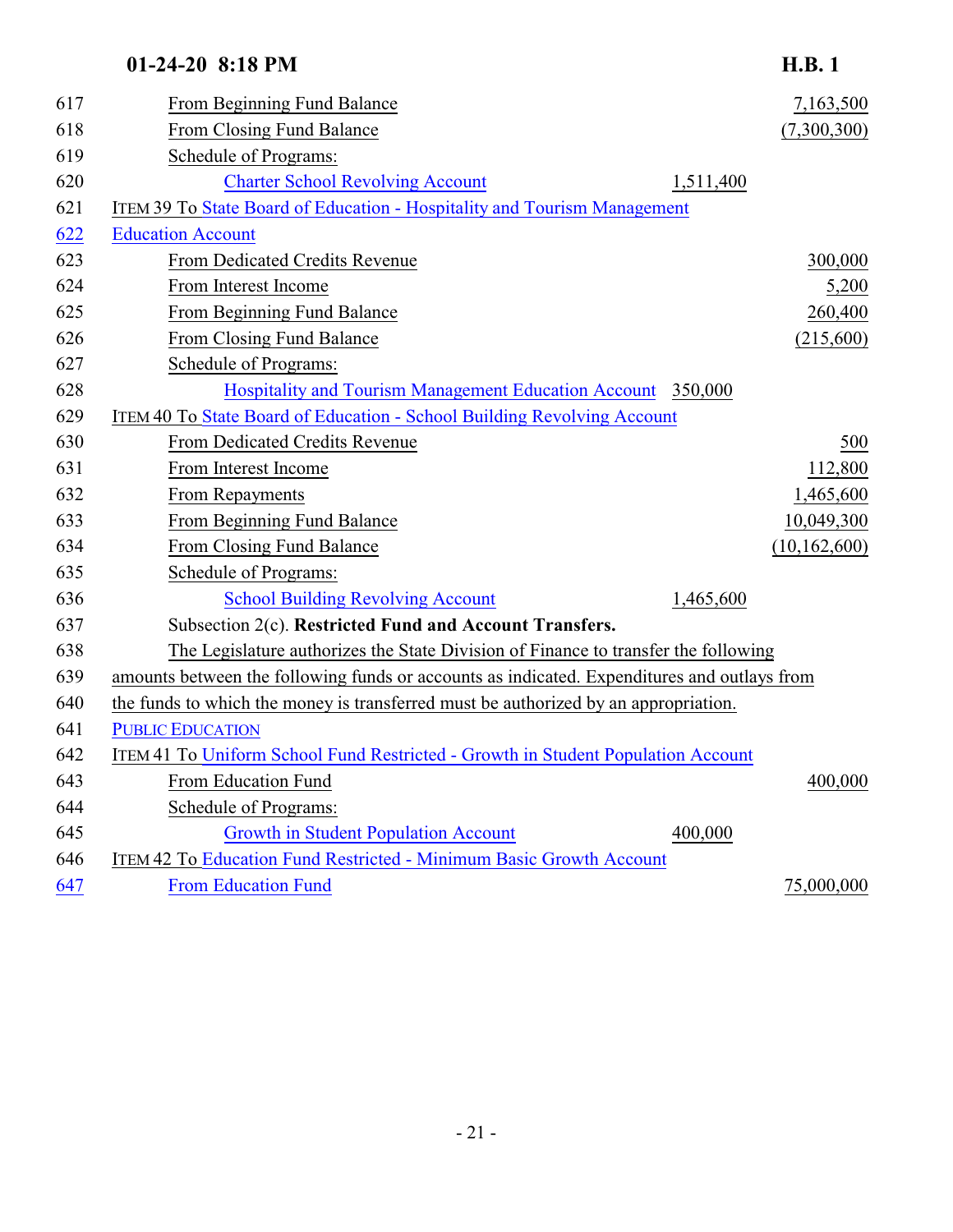617 From Beginning Fund Balance 7,163,500
618 From Closing Fund Balance (7,300,300)
619 Schedule of Programs:
620 Charter School Revolving Account 1,511,400

621 ITEM 39 To State Board of Education - Hospitality and Tourism Management
622 Education Account
623 From Dedicated Credits Revenue 300,000
624 From Interest Income 5,200
625 From Beginning Fund Balance 260,400
626 From Closing Fund Balance (215,600)
627 Schedule of Programs:
628 Hospitality and Tourism Management Education Account 350,000

629 ITEM 40 To State Board of Education - School Building Revolving Account
630 From Dedicated Credits Revenue 500
631 From Interest Income 112,800
632 From Repayments 1,465,600
633 From Beginning Fund Balance 10,049,300
634 From Closing Fund Balance (10,162,600)
635 Schedule of Programs:
636 School Building Revolving Account 1,465,600

637 Subsection 2(c). **Restricted Fund and Account Transfers.**
638 The Legislature authorizes the State Division of Finance to transfer the following
639 amounts between the following funds or accounts as indicated. Expenditures and outlays from
640 the funds to which the money is transferred must be authorized by an appropriation.

641 PUBLIC EDUCATION

642 ITEM 41 To Uniform School Fund Restricted - Growth in Student Population Account
643 From Education Fund 400,000
644 Schedule of Programs:
645 Growth in Student Population Account 400,000

646 ITEM 42 To Education Fund Restricted - Minimum Basic Growth Account
647 From Education Fund 75,000,000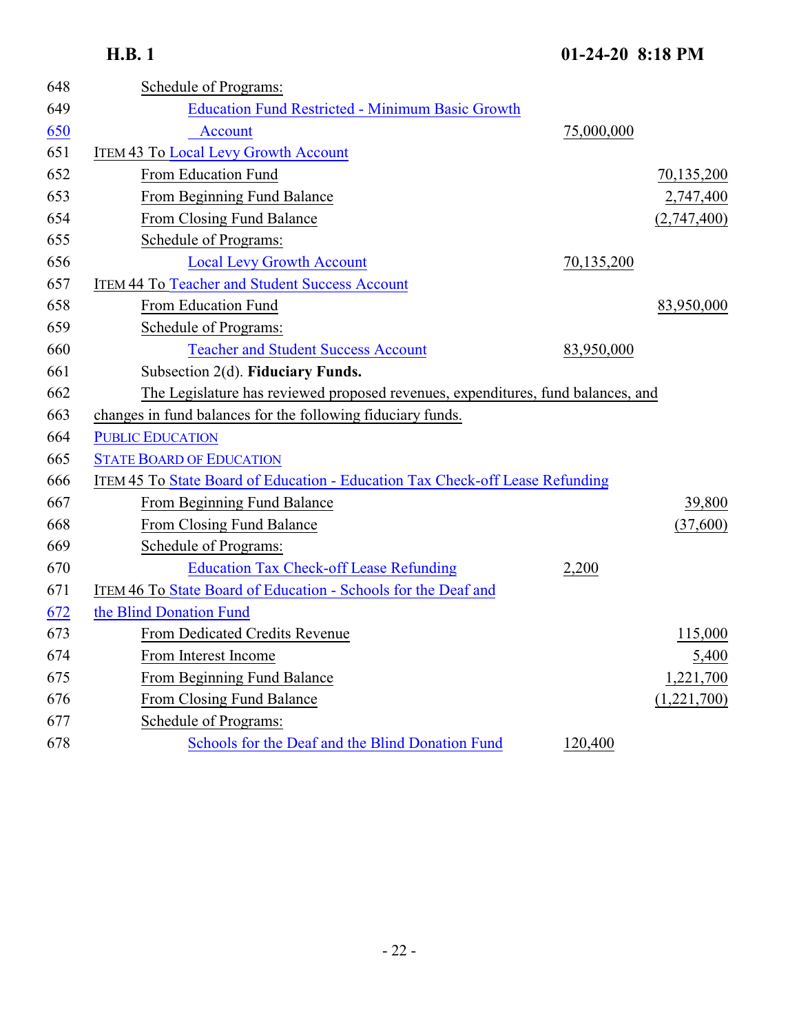| Line | Item | Schedule | Amount |
|---|---|---|---|
| 648 | Schedule of Programs: | | |
| 649 | Education Fund Restricted - Minimum Basic Growth | | |
| 650 | Account | 75,000,000 | |
| 651 | ITEM 43 To Local Levy Growth Account | | |
| 652 | From Education Fund | | 70,135,200 |
| 653 | From Beginning Fund Balance | | 2,747,400 |
| 654 | From Closing Fund Balance | | (2,747,400) |
| 655 | Schedule of Programs: | | |
| 656 | Local Levy Growth Account | 70,135,200 | |
| 657 | ITEM 44 To Teacher and Student Success Account | | |
| 658 | From Education Fund | | 83,950,000 |
| 659 | Schedule of Programs: | | |
| 660 | Teacher and Student Success Account | 83,950,000 | |

661 Subsection 2(d). **Fiduciary Funds.**

662 The Legislature has reviewed proposed revenues, expenditures, fund balances, and

663 changes in fund balances for the following fiduciary funds.

664 PUBLIC EDUCATION

665 STATE BOARD OF EDUCATION

| Line | Item | Schedule | Amount |
|---|---|---|---|
| 666 | ITEM 45 To State Board of Education - Education Tax Check-off Lease Refunding | | |
| 667 | From Beginning Fund Balance | | 39,800 |
| 668 | From Closing Fund Balance | | (37,600) |
| 669 | Schedule of Programs: | | |
| 670 | Education Tax Check-off Lease Refunding | 2,200 | |
| 671 | ITEM 46 To State Board of Education - Schools for the Deaf and | | |
| 672 | the Blind Donation Fund | | |
| 673 | From Dedicated Credits Revenue | | 115,000 |
| 674 | From Interest Income | | 5,400 |
| 675 | From Beginning Fund Balance | | 1,221,700 |
| 676 | From Closing Fund Balance | | (1,221,700) |
| 677 | Schedule of Programs: | | |
| 678 | Schools for the Deaf and the Blind Donation Fund | 120,400 | |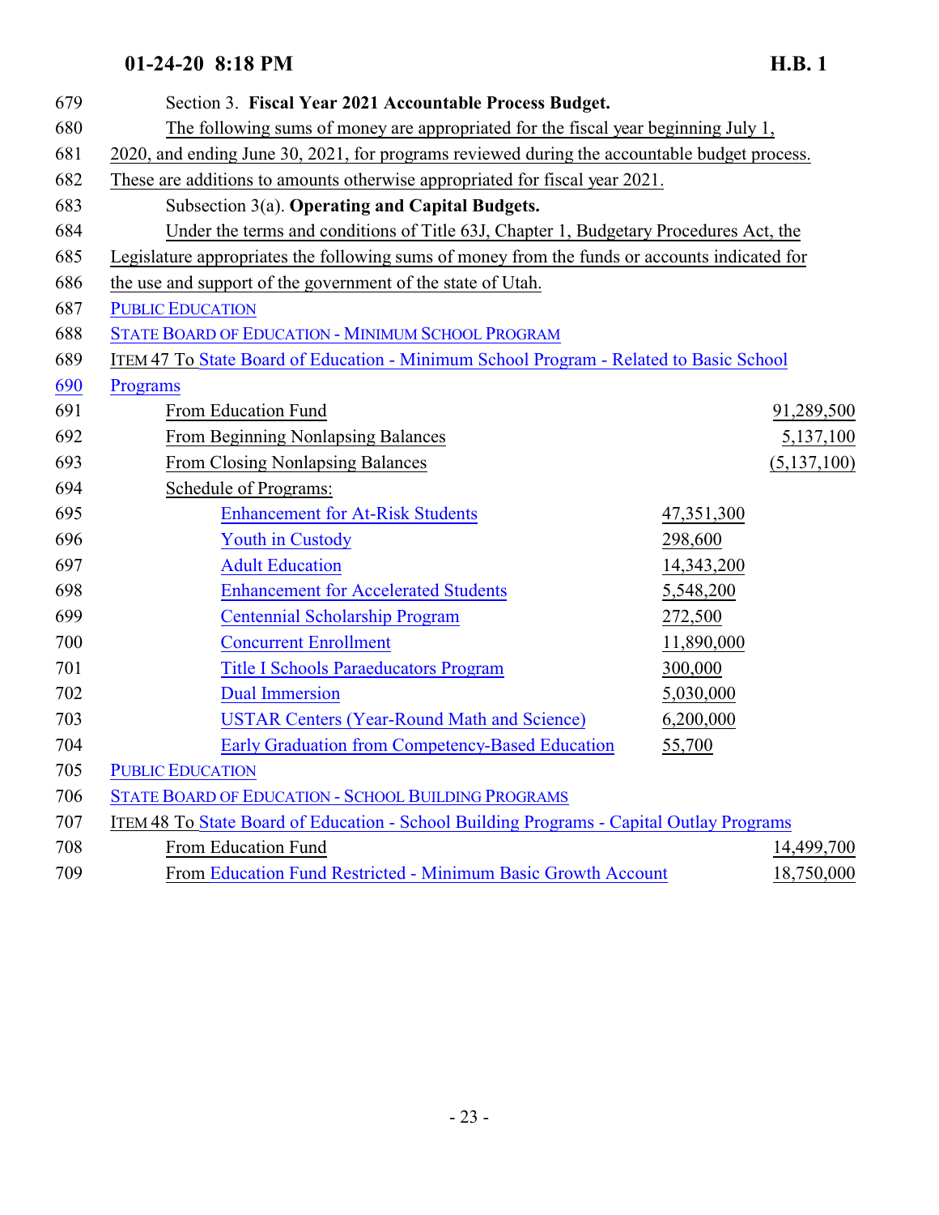Section 3. **Fiscal Year 2021 Accountable Process Budget.**

The following sums of money are appropriated for the fiscal year beginning July 1, 2020, and ending June 30, 2021, for programs reviewed during the accountable budget process. These are additions to amounts otherwise appropriated for fiscal year 2021.

Subsection 3(a). **Operating and Capital Budgets.**

Under the terms and conditions of Title 63J, Chapter 1, Budgetary Procedures Act, the Legislature appropriates the following sums of money from the funds or accounts indicated for the use and support of the government of the state of Utah.

PUBLIC EDUCATION

STATE BOARD OF EDUCATION - MINIMUM SCHOOL PROGRAM

ITEM 47 To State Board of Education - Minimum School Program - Related to Basic School Programs

| | | |
|---|---|---|
| From Education Fund | | 91,289,500 |
| From Beginning Nonlapsing Balances | | 5,137,100 |
| From Closing Nonlapsing Balances | | (5,137,100) |
| Schedule of Programs: | | |
| Enhancement for At-Risk Students | 47,351,300 | |
| Youth in Custody | 298,600 | |
| Adult Education | 14,343,200 | |
| Enhancement for Accelerated Students | 5,548,200 | |
| Centennial Scholarship Program | 272,500 | |
| Concurrent Enrollment | 11,890,000 | |
| Title I Schools Paraeducators Program | 300,000 | |
| Dual Immersion | 5,030,000 | |
| USTAR Centers (Year-Round Math and Science) | 6,200,000 | |
| Early Graduation from Competency-Based Education | 55,700 | |

PUBLIC EDUCATION

STATE BOARD OF EDUCATION - SCHOOL BUILDING PROGRAMS

ITEM 48 To State Board of Education - School Building Programs - Capital Outlay Programs

| | |
|---|---|
| From Education Fund | 14,499,700 |
| From Education Fund Restricted - Minimum Basic Growth Account | 18,750,000 |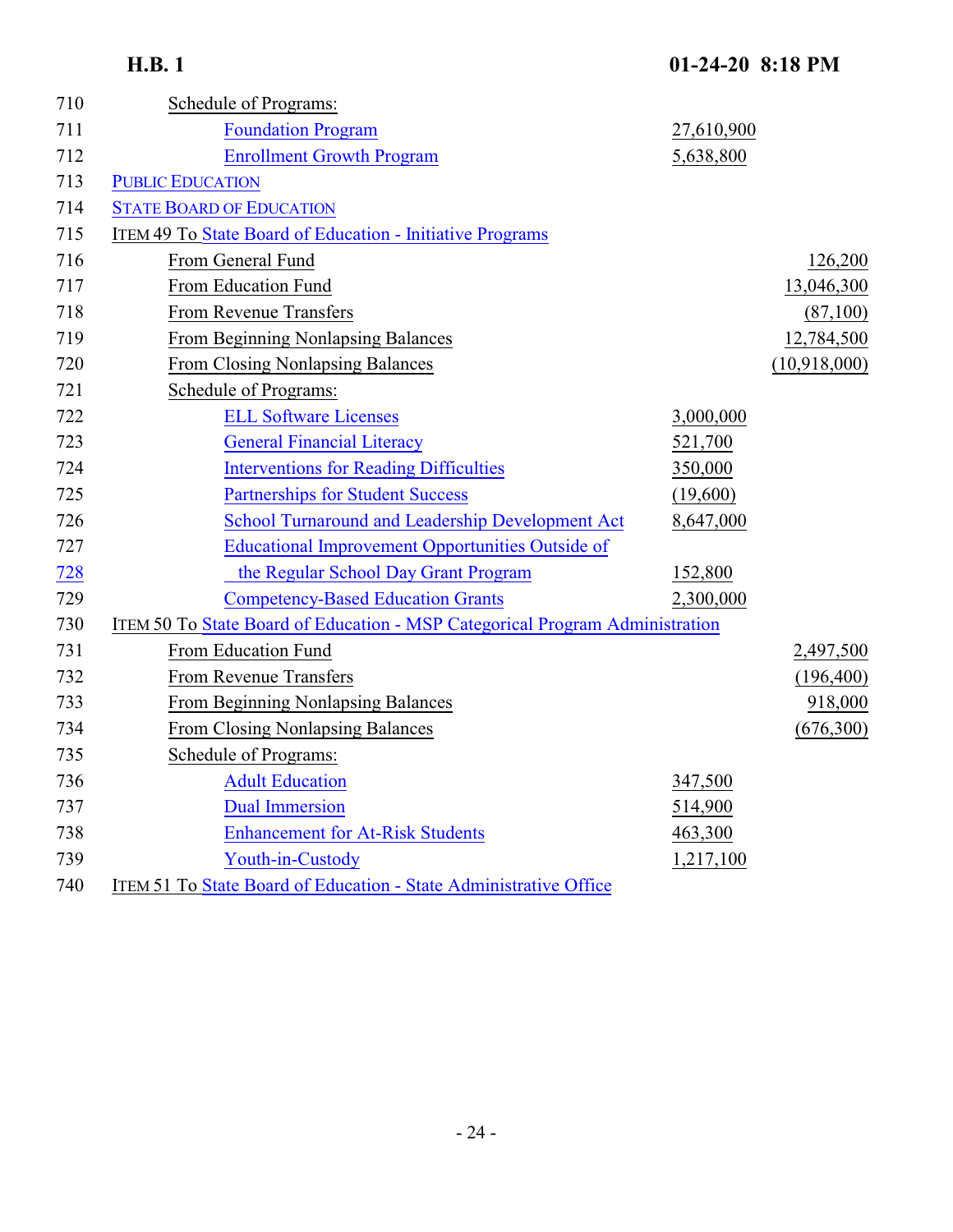710 Schedule of Programs:

| Line | Item | Program Amount | Total |
|---|---|---|---|
| 711 | Foundation Program | 27,610,900 | |
| 712 | Enrollment Growth Program | 5,638,800 | |

713 PUBLIC EDUCATION

714 STATE BOARD OF EDUCATION

715 ITEM 49 To State Board of Education - Initiative Programs

| Line | Item | Program Amount | Total |
|---|---|---|---|
| 716 | From General Fund | | 126,200 |
| 717 | From Education Fund | | 13,046,300 |
| 718 | From Revenue Transfers | | (87,100) |
| 719 | From Beginning Nonlapsing Balances | | 12,784,500 |
| 720 | From Closing Nonlapsing Balances | | (10,918,000) |
| 721 | Schedule of Programs: | | |
| 722 | ELL Software Licenses | 3,000,000 | |
| 723 | General Financial Literacy | 521,700 | |
| 724 | Interventions for Reading Difficulties | 350,000 | |
| 725 | Partnerships for Student Success | (19,600) | |
| 726 | School Turnaround and Leadership Development Act | 8,647,000 | |
| 727–728 | Educational Improvement Opportunities Outside of the Regular School Day Grant Program | 152,800 | |
| 729 | Competency-Based Education Grants | 2,300,000 | |

730 ITEM 50 To State Board of Education - MSP Categorical Program Administration

| Line | Item | Program Amount | Total |
|---|---|---|---|
| 731 | From Education Fund | | 2,497,500 |
| 732 | From Revenue Transfers | | (196,400) |
| 733 | From Beginning Nonlapsing Balances | | 918,000 |
| 734 | From Closing Nonlapsing Balances | | (676,300) |
| 735 | Schedule of Programs: | | |
| 736 | Adult Education | 347,500 | |
| 737 | Dual Immersion | 514,900 | |
| 738 | Enhancement for At-Risk Students | 463,300 | |
| 739 | Youth-in-Custody | 1,217,100 | |

740 ITEM 51 To State Board of Education - State Administrative Office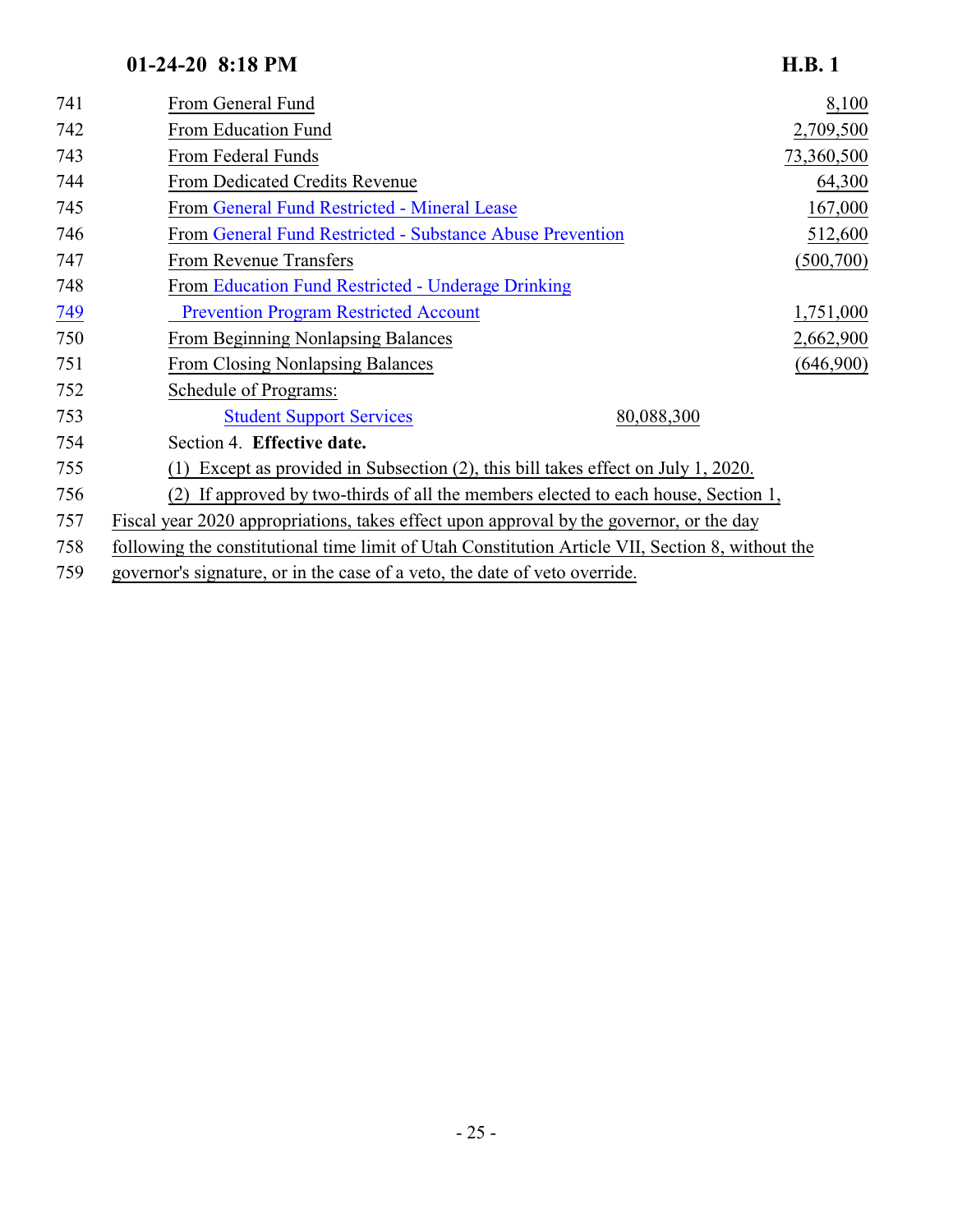| | | | |
|---|---|---|---|
| 741 | From General Fund | | 8,100 |
| 742 | From Education Fund | | 2,709,500 |
| 743 | From Federal Funds | | 73,360,500 |
| 744 | From Dedicated Credits Revenue | | 64,300 |
| 745 | From General Fund Restricted - Mineral Lease | | 167,000 |
| 746 | From General Fund Restricted - Substance Abuse Prevention | | 512,600 |
| 747 | From Revenue Transfers | | (500,700) |
| 748 | From Education Fund Restricted - Underage Drinking | | |
| 749 | Prevention Program Restricted Account | | 1,751,000 |
| 750 | From Beginning Nonlapsing Balances | | 2,662,900 |
| 751 | From Closing Nonlapsing Balances | | (646,900) |
| 752 | Schedule of Programs: | | |
| 753 | Student Support Services | 80,088,300 | |

754 Section 4. **Effective date.**

755 (1) Except as provided in Subsection (2), this bill takes effect on July 1, 2020.

756 (2) If approved by two-thirds of all the members elected to each house, Section 1,
757 Fiscal year 2020 appropriations, takes effect upon approval by the governor, or the day
758 following the constitutional time limit of Utah Constitution Article VII, Section 8, without the
759 governor's signature, or in the case of a veto, the date of veto override.